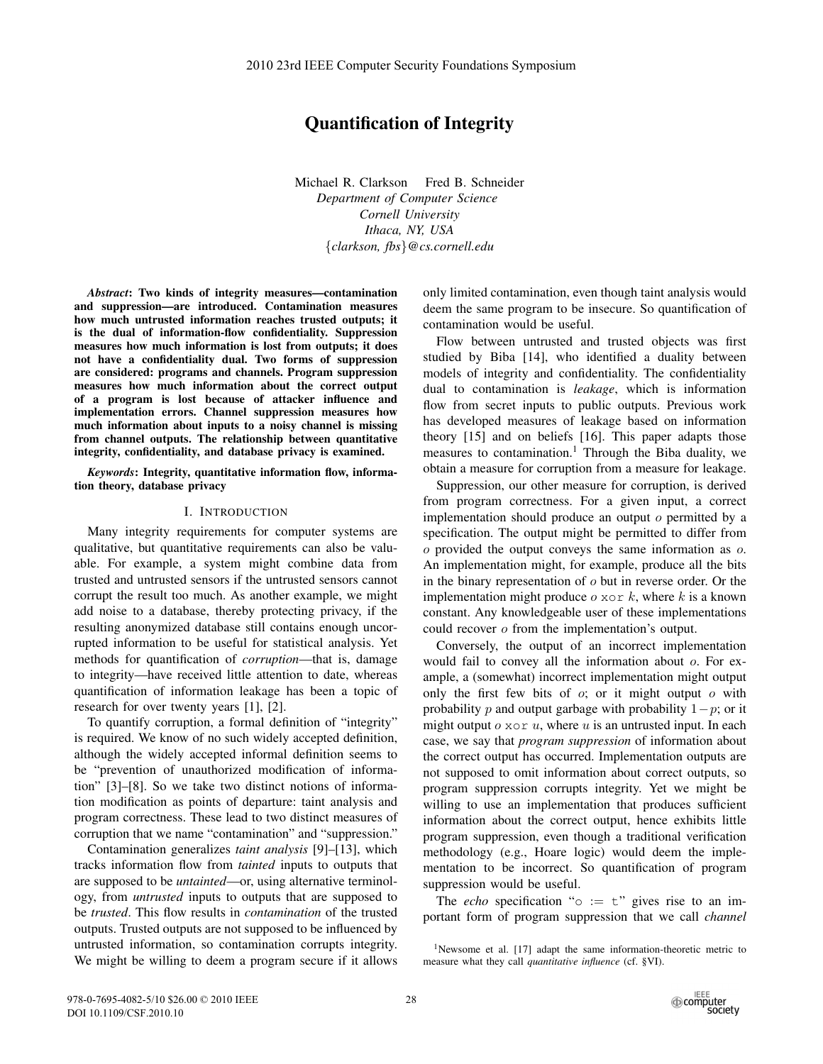# Quantification of Integrity

Michael R. Clarkson Fred B. Schneider
*Department of Computer Science*
*Cornell University*
*Ithaca, NY, USA*
{*clarkson, fbs*}*@cs.cornell.edu*

***Abstract*: Two kinds of integrity measures—contamination and suppression—are introduced. Contamination measures how much untrusted information reaches trusted outputs; it is the dual of information-flow confidentiality. Suppression measures how much information is lost from outputs; it does not have a confidentiality dual. Two forms of suppression are considered: programs and channels. Program suppression measures how much information about the correct output of a program is lost because of attacker influence and implementation errors. Channel suppression measures how much information about inputs to a noisy channel is missing from channel outputs. The relationship between quantitative integrity, confidentiality, and database privacy is examined.**

***Keywords*: Integrity, quantitative information flow, information theory, database privacy**

## I. Introduction

Many integrity requirements for computer systems are qualitative, but quantitative requirements can also be valuable. For example, a system might combine data from trusted and untrusted sensors if the untrusted sensors cannot corrupt the result too much. As another example, we might add noise to a database, thereby protecting privacy, if the resulting anonymized database still contains enough uncorrupted information to be useful for statistical analysis. Yet methods for quantification of *corruption*—that is, damage to integrity—have received little attention to date, whereas quantification of information leakage has been a topic of research for over twenty years [1], [2].

To quantify corruption, a formal definition of "integrity" is required. We know of no such widely accepted definition, although the widely accepted informal definition seems to be "prevention of unauthorized modification of information" [3]–[8]. So we take two distinct notions of information modification as points of departure: taint analysis and program correctness. These lead to two distinct measures of corruption that we name "contamination" and "suppression."

Contamination generalizes *taint analysis* [9]–[13], which tracks information flow from *tainted* inputs to outputs that are supposed to be *untainted*—or, using alternative terminology, from *untrusted* inputs to outputs that are supposed to be *trusted*. This flow results in *contamination* of the trusted outputs. Trusted outputs are not supposed to be influenced by untrusted information, so contamination corrupts integrity. We might be willing to deem a program secure if it allows only limited contamination, even though taint analysis would deem the same program to be insecure. So quantification of contamination would be useful.

Flow between untrusted and trusted objects was first studied by Biba [14], who identified a duality between models of integrity and confidentiality. The confidentiality dual to contamination is *leakage*, which is information flow from secret inputs to public outputs. Previous work has developed measures of leakage based on information theory [15] and on beliefs [16]. This paper adapts those measures to contamination.[1] Through the Biba duality, we obtain a measure for corruption from a measure for leakage.

Suppression, our other measure for corruption, is derived from program correctness. For a given input, a correct implementation should produce an output $o$ permitted by a specification. The output might be permitted to differ from $o$ provided the output conveys the same information as $o$. An implementation might, for example, produce all the bits in the binary representation of $o$ but in reverse order. Or the implementation might produce $o$ `xor` $k$, where $k$ is a known constant. Any knowledgeable user of these implementations could recover $o$ from the implementation's output.

Conversely, the output of an incorrect implementation would fail to convey all the information about $o$. For example, a (somewhat) incorrect implementation might output only the first few bits of $o$; or it might output $o$ with probability $p$ and output garbage with probability $1-p$; or it might output $o$ `xor` $u$, where $u$ is an untrusted input. In each case, we say that *program suppression* of information about the correct output has occurred. Implementation outputs are not supposed to omit information about correct outputs, so program suppression corrupts integrity. Yet we might be willing to use an implementation that produces sufficient information about the correct output, hence exhibits little program suppression, even though a traditional verification methodology (e.g., Hoare logic) would deem the implementation to be incorrect. So quantification of program suppression would be useful.

The *echo* specification "`o := t`" gives rise to an important form of program suppression that we call *channel*

[1] Newsome et al. [17] adapt the same information-theoretic metric to measure what they call *quantitative influence* (cf. §VI).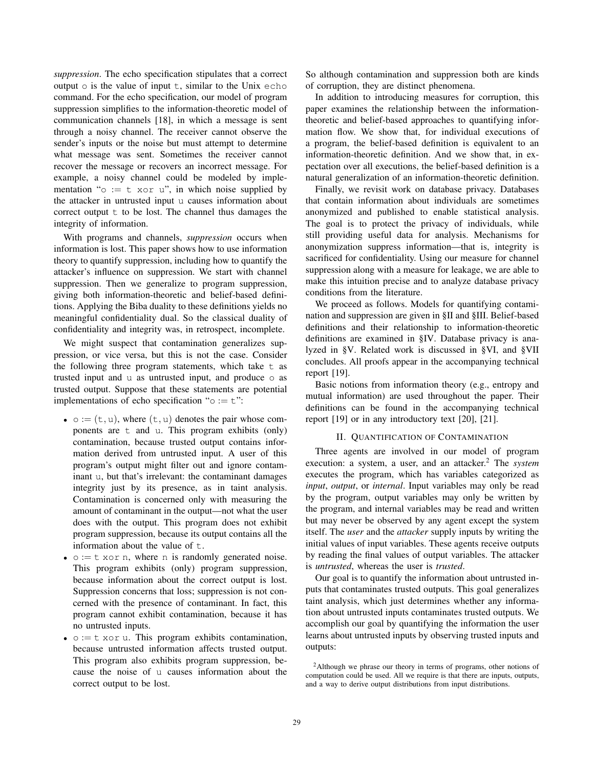*suppression*. The echo specification stipulates that a correct output `o` is the value of input `t`, similar to the Unix `echo` command. For the echo specification, our model of program suppression simplifies to the information-theoretic model of communication channels [18], in which a message is sent through a noisy channel. The receiver cannot observe the sender's inputs or the noise but must attempt to determine what message was sent. Sometimes the receiver cannot recover the message or recovers an incorrect message. For example, a noisy channel could be modeled by implementation "`o := t xor u`", in which noise supplied by the attacker in untrusted input `u` causes information about correct output `t` to be lost. The channel thus damages the integrity of information.

With programs and channels, *suppression* occurs when information is lost. This paper shows how to use information theory to quantify suppression, including how to quantify the attacker's influence on suppression. We start with channel suppression. Then we generalize to program suppression, giving both information-theoretic and belief-based definitions. Applying the Biba duality to these definitions yields no meaningful confidentiality dual. So the classical duality of confidentiality and integrity was, in retrospect, incomplete.

We might suspect that contamination generalizes suppression, or vice versa, but this is not the case. Consider the following three program statements, which take `t` as trusted input and `u` as untrusted input, and produce `o` as trusted output. Suppose that these statements are potential implementations of echo specification "`o := t`":

- `o := (t, u)`, where `(t, u)` denotes the pair whose components are `t` and `u`. This program exhibits (only) contamination, because trusted output contains information derived from untrusted input. A user of this program's output might filter out and ignore contaminant `u`, but that's irrelevant: the contaminant damages integrity just by its presence, as in taint analysis. Contamination is concerned only with measuring the amount of contaminant in the output—not what the user does with the output. This program does not exhibit program suppression, because its output contains all the information about the value of `t`.
- `o := t xor n`, where `n` is randomly generated noise. This program exhibits (only) program suppression, because information about the correct output is lost. Suppression concerns that loss; suppression is not concerned with the presence of contaminant. In fact, this program cannot exhibit contamination, because it has no untrusted inputs.
- `o := t xor u`. This program exhibits contamination, because untrusted information affects trusted output. This program also exhibits program suppression, because the noise of `u` causes information about the correct output to be lost.

So although contamination and suppression both are kinds of corruption, they are distinct phenomena.

In addition to introducing measures for corruption, this paper examines the relationship between the information-theoretic and belief-based approaches to quantifying information flow. We show that, for individual executions of a program, the belief-based definition is equivalent to an information-theoretic definition. And we show that, in expectation over all executions, the belief-based definition is a natural generalization of an information-theoretic definition.

Finally, we revisit work on database privacy. Databases that contain information about individuals are sometimes anonymized and published to enable statistical analysis. The goal is to protect the privacy of individuals, while still providing useful data for analysis. Mechanisms for anonymization suppress information—that is, integrity is sacrificed for confidentiality. Using our measure for channel suppression along with a measure for leakage, we are able to make this intuition precise and to analyze database privacy conditions from the literature.

We proceed as follows. Models for quantifying contamination and suppression are given in §II and §III. Belief-based definitions and their relationship to information-theoretic definitions are examined in §IV. Database privacy is analyzed in §V. Related work is discussed in §VI, and §VII concludes. All proofs appear in the accompanying technical report [19].

Basic notions from information theory (e.g., entropy and mutual information) are used throughout the paper. Their definitions can be found in the accompanying technical report [19] or in any introductory text [20], [21].

## II. Quantification of Contamination

Three agents are involved in our model of program execution: a system, a user, and an attacker.[2] The *system* executes the program, which has variables categorized as *input*, *output*, or *internal*. Input variables may only be read by the program, output variables may only be written by the program, and internal variables may be read and written but may never be observed by any agent except the system itself. The *user* and the *attacker* supply inputs by writing the initial values of input variables. These agents receive outputs by reading the final values of output variables. The attacker is *untrusted*, whereas the user is *trusted*.

Our goal is to quantify the information about untrusted inputs that contaminates trusted outputs. This goal generalizes taint analysis, which just determines whether any information about untrusted inputs contaminates trusted outputs. We accomplish our goal by quantifying the information the user learns about untrusted inputs by observing trusted inputs and outputs:

[2]Although we phrase our theory in terms of programs, other notions of computation could be used. All we require is that there are inputs, outputs, and a way to derive output distributions from input distributions.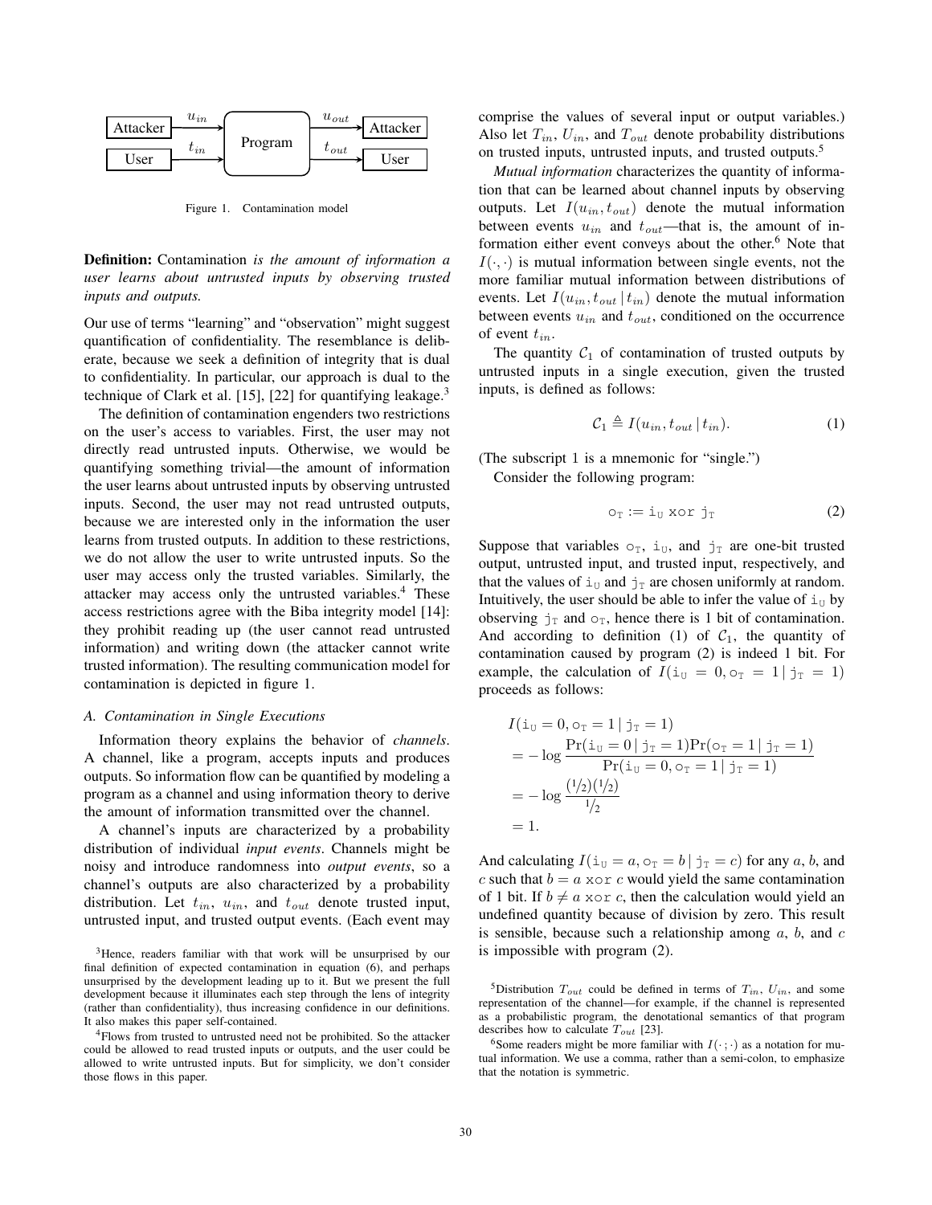Figure 1. Contamination model

**Definition:** Contamination *is the amount of information a user learns about untrusted inputs by observing trusted inputs and outputs.*

Our use of terms "learning" and "observation" might suggest quantification of confidentiality. The resemblance is deliberate, because we seek a definition of integrity that is dual to confidentiality. In particular, our approach is dual to the technique of Clark et al. [15], [22] for quantifying leakage.[3]

The definition of contamination engenders two restrictions on the user's access to variables. First, the user may not directly read untrusted inputs. Otherwise, we would be quantifying something trivial—the amount of information the user learns about untrusted inputs by observing untrusted inputs. Second, the user may not read untrusted outputs, because we are interested only in the information the user learns from trusted outputs. In addition to these restrictions, we do not allow the user to write untrusted inputs. So the user may access only the trusted variables. Similarly, the attacker may access only the untrusted variables.[4] These access restrictions agree with the Biba integrity model [14]: they prohibit reading up (the user cannot read untrusted information) and writing down (the attacker cannot write trusted information). The resulting communication model for contamination is depicted in figure 1.

### A. Contamination in Single Executions

Information theory explains the behavior of *channels*. A channel, like a program, accepts inputs and produces outputs. So information flow can be quantified by modeling a program as a channel and using information theory to derive the amount of information transmitted over the channel.

A channel's inputs are characterized by a probability distribution of individual *input events*. Channels might be noisy and introduce randomness into *output events*, so a channel's outputs are also characterized by a probability distribution. Let $t_{in}$, $u_{in}$, and $t_{out}$ denote trusted input, untrusted input, and trusted output events. (Each event may comprise the values of several input or output variables.) Also let $T_{in}$, $U_{in}$, and $T_{out}$ denote probability distributions on trusted inputs, untrusted inputs, and trusted outputs.[5]

*Mutual information* characterizes the quantity of information that can be learned about channel inputs by observing outputs. Let $I(u_{in}, t_{out})$ denote the mutual information between events $u_{in}$ and $t_{out}$—that is, the amount of information either event conveys about the other.[6] Note that $I(\cdot,\cdot)$ is mutual information between single events, not the more familiar mutual information between distributions of events. Let $I(u_{in}, t_{out} \,|\, t_{in})$ denote the mutual information between events $u_{in}$ and $t_{out}$, conditioned on the occurrence of event $t_{in}$.

The quantity $\mathcal{C}_1$ of contamination of trusted outputs by untrusted inputs in a single execution, given the trusted inputs, is defined as follows:

$$\mathcal{C}_1 \triangleq I(u_{in}, t_{out} \,|\, t_{in}). \tag{1}$$

(The subscript 1 is a mnemonic for "single.")

Consider the following program:

$$\texttt{o}_{\texttt{T}} := \texttt{i}_{\texttt{U}} \texttt{ xor } \texttt{j}_{\texttt{T}} \tag{2}$$

Suppose that variables $\texttt{o}_{\texttt{T}}$, $\texttt{i}_{\texttt{U}}$, and $\texttt{j}_{\texttt{T}}$ are one-bit trusted output, untrusted input, and trusted input, respectively, and that the values of $\texttt{i}_{\texttt{U}}$ and $\texttt{j}_{\texttt{T}}$ are chosen uniformly at random. Intuitively, the user should be able to infer the value of $\texttt{i}_{\texttt{U}}$ by observing $\texttt{j}_{\texttt{T}}$ and $\texttt{o}_{\texttt{T}}$, hence there is 1 bit of contamination. And according to definition (1) of $\mathcal{C}_1$, the quantity of contamination caused by program (2) is indeed 1 bit. For example, the calculation of $I(\texttt{i}_{\texttt{U}} = 0, \texttt{o}_{\texttt{T}} = 1 \,|\, \texttt{j}_{\texttt{T}} = 1)$ proceeds as follows:

$$
\begin{aligned}
& I(\texttt{i}_{\texttt{U}} = 0, \texttt{o}_{\texttt{T}} = 1 \,|\, \texttt{j}_{\texttt{T}} = 1) \\
&= -\log \frac{\Pr(\texttt{i}_{\texttt{U}} = 0 \,|\, \texttt{j}_{\texttt{T}} = 1)\Pr(\texttt{o}_{\texttt{T}} = 1 \,|\, \texttt{j}_{\texttt{T}} = 1)}{\Pr(\texttt{i}_{\texttt{U}} = 0, \texttt{o}_{\texttt{T}} = 1 \,|\, \texttt{j}_{\texttt{T}} = 1)} \\
&= -\log \frac{(1/2)(1/2)}{1/2} \\
&= 1.
\end{aligned}
$$

And calculating $I(\texttt{i}_{\texttt{U}} = a, \texttt{o}_{\texttt{T}} = b \,|\, \texttt{j}_{\texttt{T}} = c)$ for any $a$, $b$, and $c$ such that $b = a \texttt{ xor } c$ would yield the same contamination of 1 bit. If $b \neq a \texttt{ xor } c$, then the calculation would yield an undefined quantity because of division by zero. This result is sensible, because such a relationship among $a$, $b$, and $c$ is impossible with program (2).

[3] Hence, readers familiar with that work will be unsurprised by our final definition of expected contamination in equation (6), and perhaps unsurprised by the development leading up to it. But we present the full development because it illuminates each step through the lens of integrity (rather than confidentiality), thus increasing confidence in our definitions. It also makes this paper self-contained.

[4] Flows from trusted to untrusted need not be prohibited. So the attacker could be allowed to read trusted inputs or outputs, and the user could be allowed to write untrusted inputs. But for simplicity, we don't consider those flows in this paper.

[5] Distribution $T_{out}$ could be defined in terms of $T_{in}$, $U_{in}$, and some representation of the channel—for example, if the channel is represented as a probabilistic program, the denotational semantics of that program describes how to calculate $T_{out}$ [23].

[6] Some readers might be more familiar with $I(\cdot\,;\cdot)$ as a notation for mutual information. We use a comma, rather than a semi-colon, to emphasize that the notation is symmetric.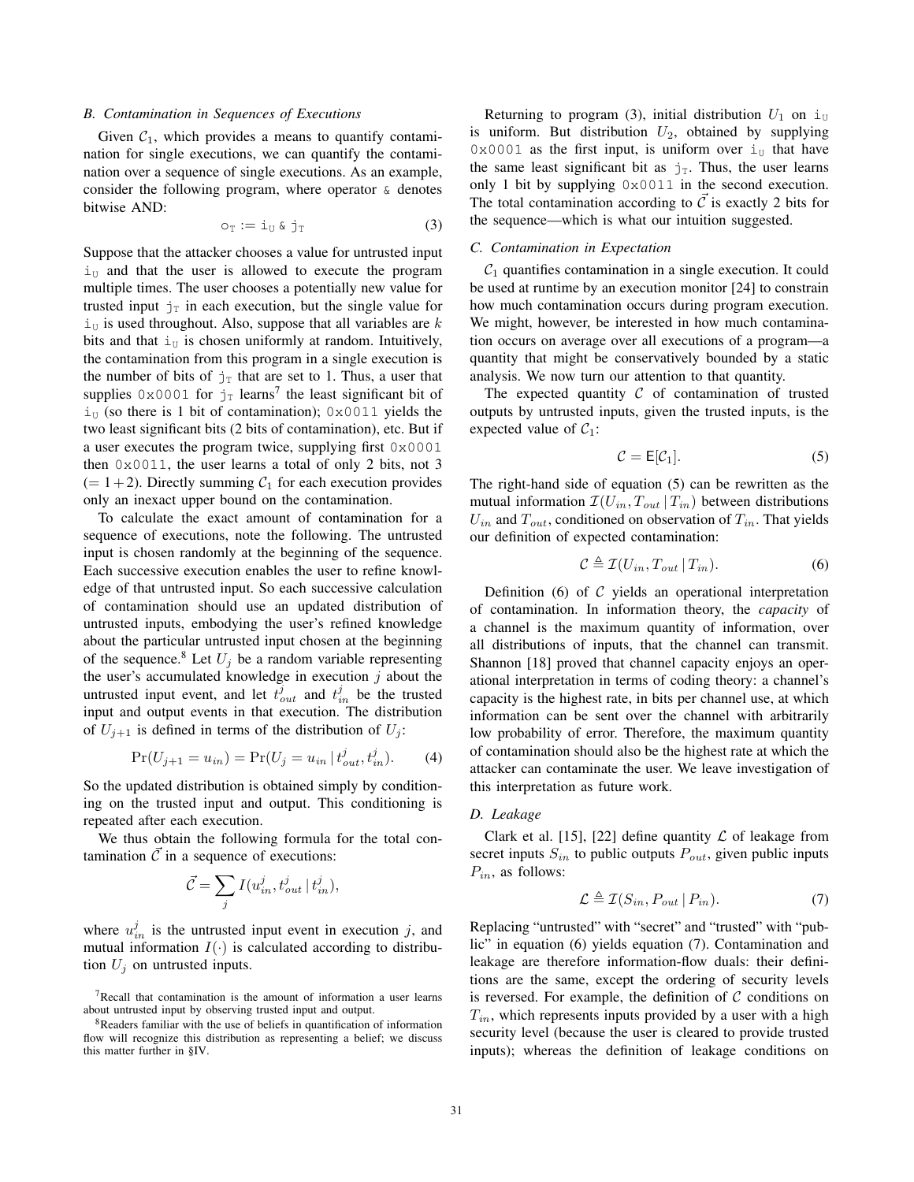### B. Contamination in Sequences of Executions

Given $\mathcal{C}_1$, which provides a means to quantify contamination for single executions, we can quantify the contamination over a sequence of single executions. As an example, consider the following program, where operator `&` denotes bitwise AND:

$$\mathtt{o}_{\mathtt{T}} := \mathtt{i}_{\mathtt{U}} \mathbin{\&} \mathtt{j}_{\mathtt{T}} \tag{3}$$

Suppose that the attacker chooses a value for untrusted input $\mathtt{i}_{\mathtt{U}}$ and that the user is allowed to execute the program multiple times. The user chooses a potentially new value for trusted input $\mathtt{j}_{\mathtt{T}}$ in each execution, but the single value for $\mathtt{i}_{\mathtt{U}}$ is used throughout. Also, suppose that all variables are $k$ bits and that $\mathtt{i}_{\mathtt{U}}$ is chosen uniformly at random. Intuitively, the contamination from this program in a single execution is the number of bits of $\mathtt{j}_{\mathtt{T}}$ that are set to 1. Thus, a user that supplies `0x0001` for $\mathtt{j}_{\mathtt{T}}$ learns[7] the least significant bit of $\mathtt{i}_{\mathtt{U}}$ (so there is 1 bit of contamination); `0x0011` yields the two least significant bits (2 bits of contamination), etc. But if a user executes the program twice, supplying first `0x0001` then `0x0011`, the user learns a total of only 2 bits, not 3 ($= 1+2$). Directly summing $\mathcal{C}_1$ for each execution provides only an inexact upper bound on the contamination.

To calculate the exact amount of contamination for a sequence of executions, note the following. The untrusted input is chosen randomly at the beginning of the sequence. Each successive execution enables the user to refine knowledge of that untrusted input. So each successive calculation of contamination should use an updated distribution of untrusted inputs, embodying the user's refined knowledge about the particular untrusted input chosen at the beginning of the sequence.[8] Let $U_j$ be a random variable representing the user's accumulated knowledge in execution $j$ about the untrusted input event, and let $t^j_{out}$ and $t^j_{in}$ be the trusted input and output events in that execution. The distribution of $U_{j+1}$ is defined in terms of the distribution of $U_j$:

$$\Pr(U_{j+1} = u_{in}) = \Pr(U_j = u_{in} \,|\, t^j_{out}, t^j_{in}). \tag{4}$$

So the updated distribution is obtained simply by conditioning on the trusted input and output. This conditioning is repeated after each execution.

We thus obtain the following formula for the total contamination $\vec{\mathcal{C}}$ in a sequence of executions:

$$\vec{\mathcal{C}} = \sum_j I(u^j_{in}, t^j_{out} \,|\, t^j_{in}),$$

where $u^j_{in}$ is the untrusted input event in execution $j$, and mutual information $I(\cdot)$ is calculated according to distribution $U_j$ on untrusted inputs.

Returning to program (3), initial distribution $U_1$ on $\mathtt{i}_{\mathtt{U}}$ is uniform. But distribution $U_2$, obtained by supplying `0x0001` as the first input, is uniform over $\mathtt{i}_{\mathtt{U}}$ that have the same least significant bit as $\mathtt{j}_{\mathtt{T}}$. Thus, the user learns only 1 bit by supplying `0x0011` in the second execution. The total contamination according to $\vec{\mathcal{C}}$ is exactly 2 bits for the sequence—which is what our intuition suggested.

### C. Contamination in Expectation

$\mathcal{C}_1$ quantifies contamination in a single execution. It could be used at runtime by an execution monitor [24] to constrain how much contamination occurs during program execution. We might, however, be interested in how much contamination occurs on average over all executions of a program—a quantity that might be conservatively bounded by a static analysis. We now turn our attention to that quantity.

The expected quantity $\mathcal{C}$ of contamination of trusted outputs by untrusted inputs, given the trusted inputs, is the expected value of $\mathcal{C}_1$:

$$\mathcal{C} = \mathsf{E}[\mathcal{C}_1]. \tag{5}$$

The right-hand side of equation (5) can be rewritten as the mutual information $\mathcal{I}(U_{in}, T_{out} \,|\, T_{in})$ between distributions $U_{in}$ and $T_{out}$, conditioned on observation of $T_{in}$. That yields our definition of expected contamination:

$$\mathcal{C} \triangleq \mathcal{I}(U_{in}, T_{out} \,|\, T_{in}). \tag{6}$$

Definition (6) of $\mathcal{C}$ yields an operational interpretation of contamination. In information theory, the *capacity* of a channel is the maximum quantity of information, over all distributions of inputs, that the channel can transmit. Shannon [18] proved that channel capacity enjoys an operational interpretation in terms of coding theory: a channel's capacity is the highest rate, in bits per channel use, at which information can be sent over the channel with arbitrarily low probability of error. Therefore, the maximum quantity of contamination should also be the highest rate at which the attacker can contaminate the user. We leave investigation of this interpretation as future work.

### D. Leakage

Clark et al. [15], [22] define quantity $\mathcal{L}$ of leakage from secret inputs $S_{in}$ to public outputs $P_{out}$, given public inputs $P_{in}$, as follows:

$$\mathcal{L} \triangleq \mathcal{I}(S_{in}, P_{out} \,|\, P_{in}). \tag{7}$$

Replacing "untrusted" with "secret" and "trusted" with "public" in equation (6) yields equation (7). Contamination and leakage are therefore information-flow duals: their definitions are the same, except the ordering of security levels is reversed. For example, the definition of $\mathcal{C}$ conditions on $T_{in}$, which represents inputs provided by a user with a high security level (because the user is cleared to provide trusted inputs); whereas the definition of leakage conditions on

[7] Recall that contamination is the amount of information a user learns about untrusted input by observing trusted input and output.

[8] Readers familiar with the use of beliefs in quantification of information flow will recognize this distribution as representing a belief; we discuss this matter further in §IV.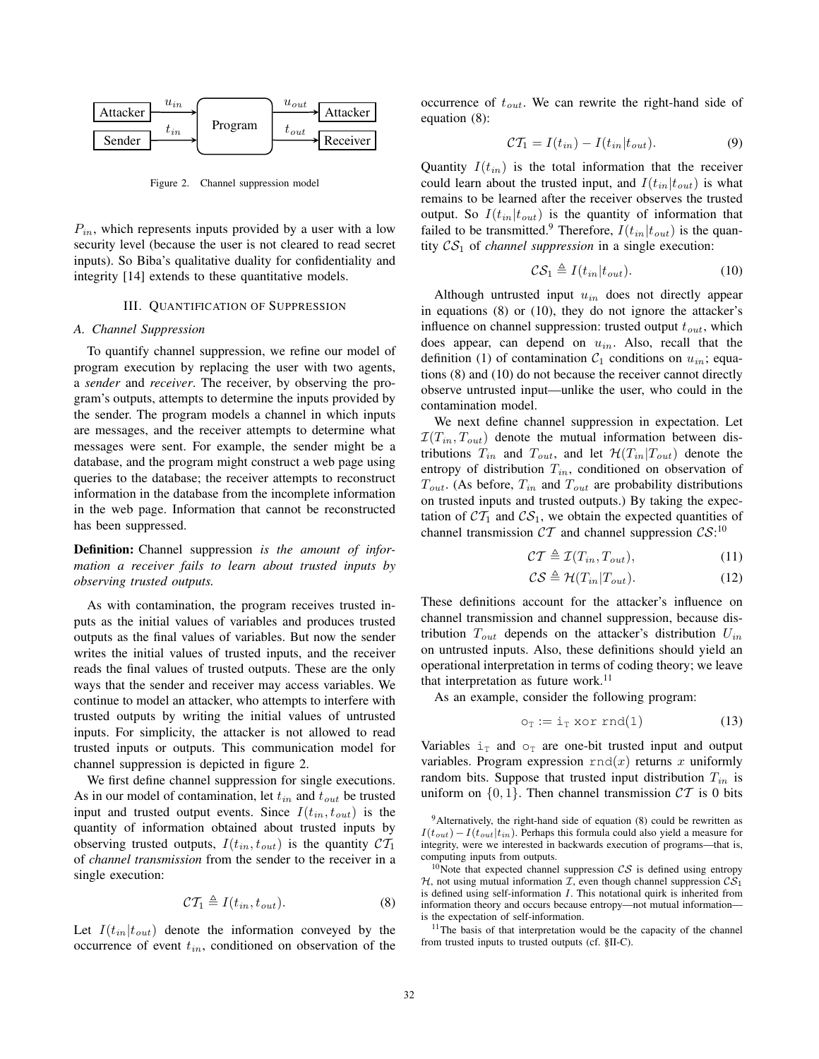Figure 2. Channel suppression model

$P_{in}$, which represents inputs provided by a user with a low security level (because the user is not cleared to read secret inputs). So Biba's qualitative duality for confidentiality and integrity [14] extends to these quantitative models.

## III. Quantification of Suppression

### A. Channel Suppression

To quantify channel suppression, we refine our model of program execution by replacing the user with two agents, a *sender* and *receiver*. The receiver, by observing the program's outputs, attempts to determine the inputs provided by the sender. The program models a channel in which inputs are messages, and the receiver attempts to determine what messages were sent. For example, the sender might be a database, and the program might construct a web page using queries to the database; the receiver attempts to reconstruct information in the database from the incomplete information in the web page. Information that cannot be reconstructed has been suppressed.

**Definition:** Channel suppression *is the amount of information a receiver fails to learn about trusted inputs by observing trusted outputs.*

As with contamination, the program receives trusted inputs as the initial values of variables and produces trusted outputs as the final values of variables. But now the sender writes the initial values of trusted inputs, and the receiver reads the final values of trusted outputs. These are the only ways that the sender and receiver may access variables. We continue to model an attacker, who attempts to interfere with trusted outputs by writing the initial values of untrusted inputs. For simplicity, the attacker is not allowed to read trusted inputs or outputs. This communication model for channel suppression is depicted in figure 2.

We first define channel suppression for single executions. As in our model of contamination, let $t_{in}$ and $t_{out}$ be trusted input and trusted output events. Since $I(t_{in}, t_{out})$ is the quantity of information obtained about trusted inputs by observing trusted outputs, $I(t_{in}, t_{out})$ is the quantity $\mathcal{CT}_1$ of *channel transmission* from the sender to the receiver in a single execution:

$$\mathcal{CT}_1 \triangleq I(t_{in}, t_{out}). \tag{8}$$

Let $I(t_{in}|t_{out})$ denote the information conveyed by the occurrence of event $t_{in}$, conditioned on observation of the occurrence of $t_{out}$. We can rewrite the right-hand side of equation (8):

$$\mathcal{CT}_1 = I(t_{in}) - I(t_{in}|t_{out}). \tag{9}$$

Quantity $I(t_{in})$ is the total information that the receiver could learn about the trusted input, and $I(t_{in}|t_{out})$ is what remains to be learned after the receiver observes the trusted output. So $I(t_{in}|t_{out})$ is the quantity of information that failed to be transmitted.[9] Therefore, $I(t_{in}|t_{out})$ is the quantity $\mathcal{CS}_1$ of *channel suppression* in a single execution:

$$\mathcal{CS}_1 \triangleq I(t_{in}|t_{out}). \tag{10}$$

Although untrusted input $u_{in}$ does not directly appear in equations (8) or (10), they do not ignore the attacker's influence on channel suppression: trusted output $t_{out}$, which does appear, can depend on $u_{in}$. Also, recall that the definition (1) of contamination $\mathcal{C}_1$ conditions on $u_{in}$; equations (8) and (10) do not because the receiver cannot directly observe untrusted input—unlike the user, who could in the contamination model.

We next define channel suppression in expectation. Let $\mathcal{I}(T_{in}, T_{out})$ denote the mutual information between distributions $T_{in}$ and $T_{out}$, and let $\mathcal{H}(T_{in}|T_{out})$ denote the entropy of distribution $T_{in}$, conditioned on observation of $T_{out}$. (As before, $T_{in}$ and $T_{out}$ are probability distributions on trusted inputs and trusted outputs.) By taking the expectation of $\mathcal{CT}_1$ and $\mathcal{CS}_1$, we obtain the expected quantities of channel transmission $\mathcal{CT}$ and channel suppression $\mathcal{CS}$:[10]

$$\mathcal{CT} \triangleq \mathcal{I}(T_{in}, T_{out}), \tag{11}$$

$$\mathcal{CS} \triangleq \mathcal{H}(T_{in}|T_{out}). \tag{12}$$

These definitions account for the attacker's influence on channel transmission and channel suppression, because distribution $T_{out}$ depends on the attacker's distribution $U_{in}$ on untrusted inputs. Also, these definitions should yield an operational interpretation in terms of coding theory; we leave that interpretation as future work.[11]

As an example, consider the following program:

$$o_T := i_T \text{ xor rnd}(1) \tag{13}$$

Variables $i_T$ and $o_T$ are one-bit trusted input and output variables. Program expression $\text{rnd}(x)$ returns $x$ uniformly random bits. Suppose that trusted input distribution $T_{in}$ is uniform on $\{0, 1\}$. Then channel transmission $\mathcal{CT}$ is 0 bits

[9] Alternatively, the right-hand side of equation (8) could be rewritten as $I(t_{out}) - I(t_{out}|t_{in})$. Perhaps this formula could also yield a measure for integrity, were we interested in backwards execution of programs—that is, computing inputs from outputs.

[10] Note that expected channel suppression $\mathcal{CS}$ is defined using entropy $\mathcal{H}$, not using mutual information $\mathcal{I}$, even though channel suppression $\mathcal{CS}_1$ is defined using self-information $I$. This notational quirk is inherited from information theory and occurs because entropy—not mutual information—is the expectation of self-information.

[11] The basis of that interpretation would be the capacity of the channel from trusted inputs to trusted outputs (cf. §II-C).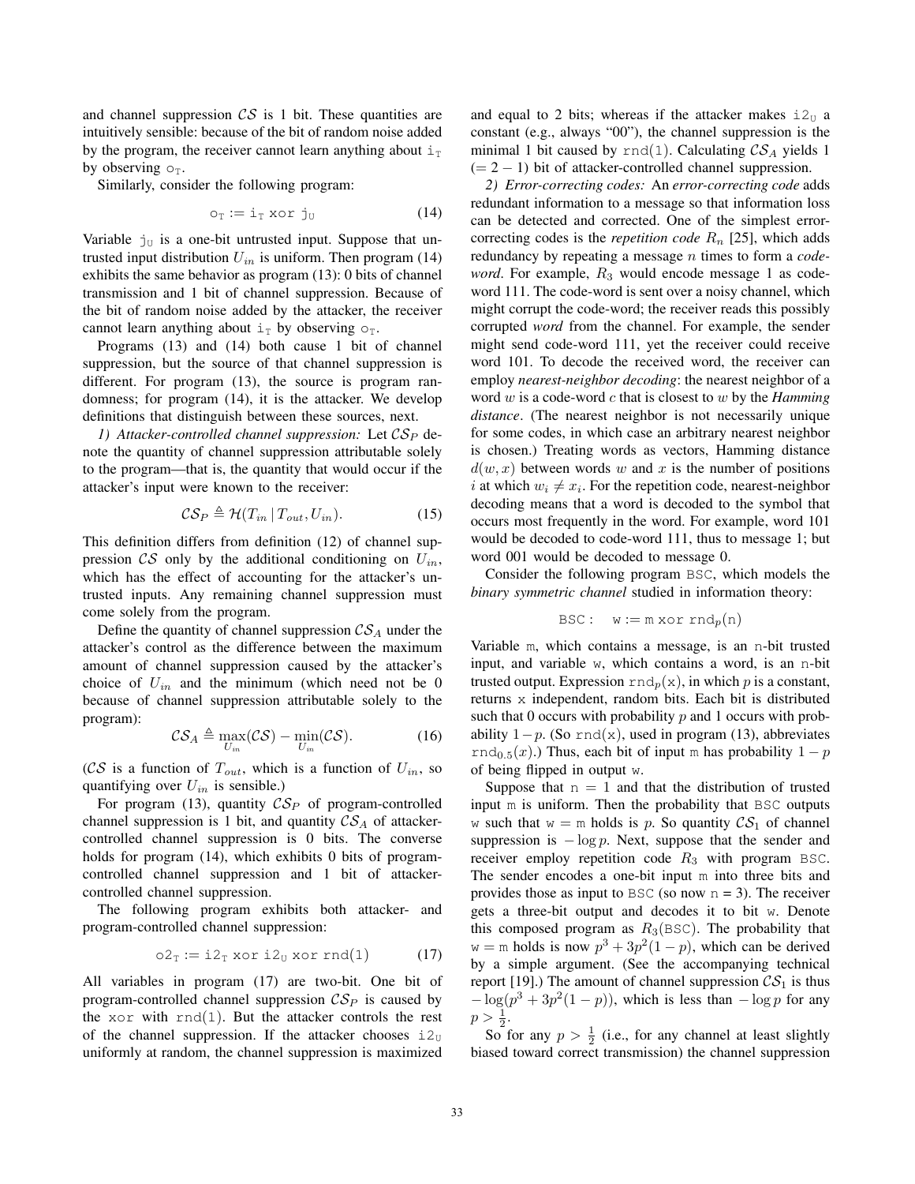and channel suppression $\mathcal{CS}$ is 1 bit. These quantities are intuitively sensible: because of the bit of random noise added by the program, the receiver cannot learn anything about $\mathtt{i_T}$ by observing $\mathtt{o_T}$.

Similarly, consider the following program:

$$\mathtt{o_T := i_T \ xor \ j_U} \tag{14}$$

Variable $\mathtt{j_U}$ is a one-bit untrusted input. Suppose that untrusted input distribution $U_{in}$ is uniform. Then program (14) exhibits the same behavior as program (13): 0 bits of channel transmission and 1 bit of channel suppression. Because of the bit of random noise added by the attacker, the receiver cannot learn anything about $\mathtt{i_T}$ by observing $\mathtt{o_T}$.

Programs (13) and (14) both cause 1 bit of channel suppression, but the source of that channel suppression is different. For program (13), the source is program randomness; for program (14), it is the attacker. We develop definitions that distinguish between these sources, next.

*1) Attacker-controlled channel suppression:* Let $\mathcal{CS}_P$ denote the quantity of channel suppression attributable solely to the program—that is, the quantity that would occur if the attacker's input were known to the receiver:

$$\mathcal{CS}_P \triangleq \mathcal{H}(T_{in} \mid T_{out}, U_{in}). \tag{15}$$

This definition differs from definition (12) of channel suppression $\mathcal{CS}$ only by the additional conditioning on $U_{in}$, which has the effect of accounting for the attacker's untrusted inputs. Any remaining channel suppression must come solely from the program.

Define the quantity of channel suppression $\mathcal{CS}_A$ under the attacker's control as the difference between the maximum amount of channel suppression caused by the attacker's choice of $U_{in}$ and the minimum (which need not be 0 because of channel suppression attributable solely to the program):

$$\mathcal{CS}_A \triangleq \max_{U_{in}}(\mathcal{CS}) - \min_{U_{in}}(\mathcal{CS}). \tag{16}$$

($\mathcal{CS}$ is a function of $T_{out}$, which is a function of $U_{in}$, so quantifying over $U_{in}$ is sensible.)

For program (13), quantity $\mathcal{CS}_P$ of program-controlled channel suppression is 1 bit, and quantity $\mathcal{CS}_A$ of attacker-controlled channel suppression is 0 bits. The converse holds for program (14), which exhibits 0 bits of program-controlled channel suppression and 1 bit of attacker-controlled channel suppression.

The following program exhibits both attacker- and program-controlled channel suppression:

$$\mathtt{o2_T := i2_T \ xor \ i2_U \ xor \ rnd(1)} \tag{17}$$

All variables in program (17) are two-bit. One bit of program-controlled channel suppression $\mathcal{CS}_P$ is caused by the `xor` with `rnd(1)`. But the attacker controls the rest of the channel suppression. If the attacker chooses $\mathtt{i2_U}$ uniformly at random, the channel suppression is maximized and equal to 2 bits; whereas if the attacker makes $\mathtt{i2_U}$ a constant (e.g., always "00"), the channel suppression is the minimal 1 bit caused by `rnd(1)`. Calculating $\mathcal{CS}_A$ yields 1 ($= 2 - 1$) bit of attacker-controlled channel suppression.

*2) Error-correcting codes:* An *error-correcting code* adds redundant information to a message so that information loss can be detected and corrected. One of the simplest error-correcting codes is the *repetition code* $R_n$ [25], which adds redundancy by repeating a message $n$ times to form a *code-word*. For example, $R_3$ would encode message 1 as code-word 111. The code-word is sent over a noisy channel, which might corrupt the code-word; the receiver reads this possibly corrupted *word* from the channel. For example, the sender might send code-word 111, yet the receiver could receive word 101. To decode the received word, the receiver can employ *nearest-neighbor decoding*: the nearest neighbor of a word $w$ is a code-word $c$ that is closest to $w$ by the *Hamming distance*. (The nearest neighbor is not necessarily unique for some codes, in which case an arbitrary nearest neighbor is chosen.) Treating words as vectors, Hamming distance $d(w, x)$ between words $w$ and $x$ is the number of positions $i$ at which $w_i \neq x_i$. For the repetition code, nearest-neighbor decoding means that a word is decoded to the symbol that occurs most frequently in the word. For example, word 101 would be decoded to code-word 111, thus to message 1; but word 001 would be decoded to message 0.

Consider the following program `BSC`, which models the *binary symmetric channel* studied in information theory:

$$\mathtt{BSC:} \quad \mathtt{w := m \ xor \ rnd}_p\mathtt{(n)}$$

Variable `m`, which contains a message, is an `n`-bit trusted input, and variable `w`, which contains a word, is an `n`-bit trusted output. Expression $\mathtt{rnd}_p\mathtt{(x)}$, in which $p$ is a constant, returns `x` independent, random bits. Each bit is distributed such that 0 occurs with probability $p$ and 1 occurs with probability $1-p$. (So `rnd(x)`, used in program (13), abbreviates $\mathtt{rnd}_{0.5}(x)$.) Thus, each bit of input `m` has probability $1-p$ of being flipped in output `w`.

Suppose that $\mathtt{n} = 1$ and that the distribution of trusted input `m` is uniform. Then the probability that `BSC` outputs `w` such that `w = m` holds is $p$. So quantity $\mathcal{CS}_1$ of channel suppression is $-\log p$. Next, suppose that the sender and receiver employ repetition code $R_3$ with program `BSC`. The sender encodes a one-bit input `m` into three bits and provides those as input to `BSC` (so now $\mathtt{n} = 3$). The receiver gets a three-bit output and decodes it to bit `w`. Denote this composed program as $R_3(\mathtt{BSC})$. The probability that `w = m` holds is now $p^3 + 3p^2(1-p)$, which can be derived by a simple argument. (See the accompanying technical report [19].) The amount of channel suppression $\mathcal{CS}_1$ is thus $-\log(p^3 + 3p^2(1-p))$, which is less than $-\log p$ for any $p > \frac{1}{2}$.

So for any $p > \frac{1}{2}$ (i.e., for any channel at least slightly biased toward correct transmission) the channel suppression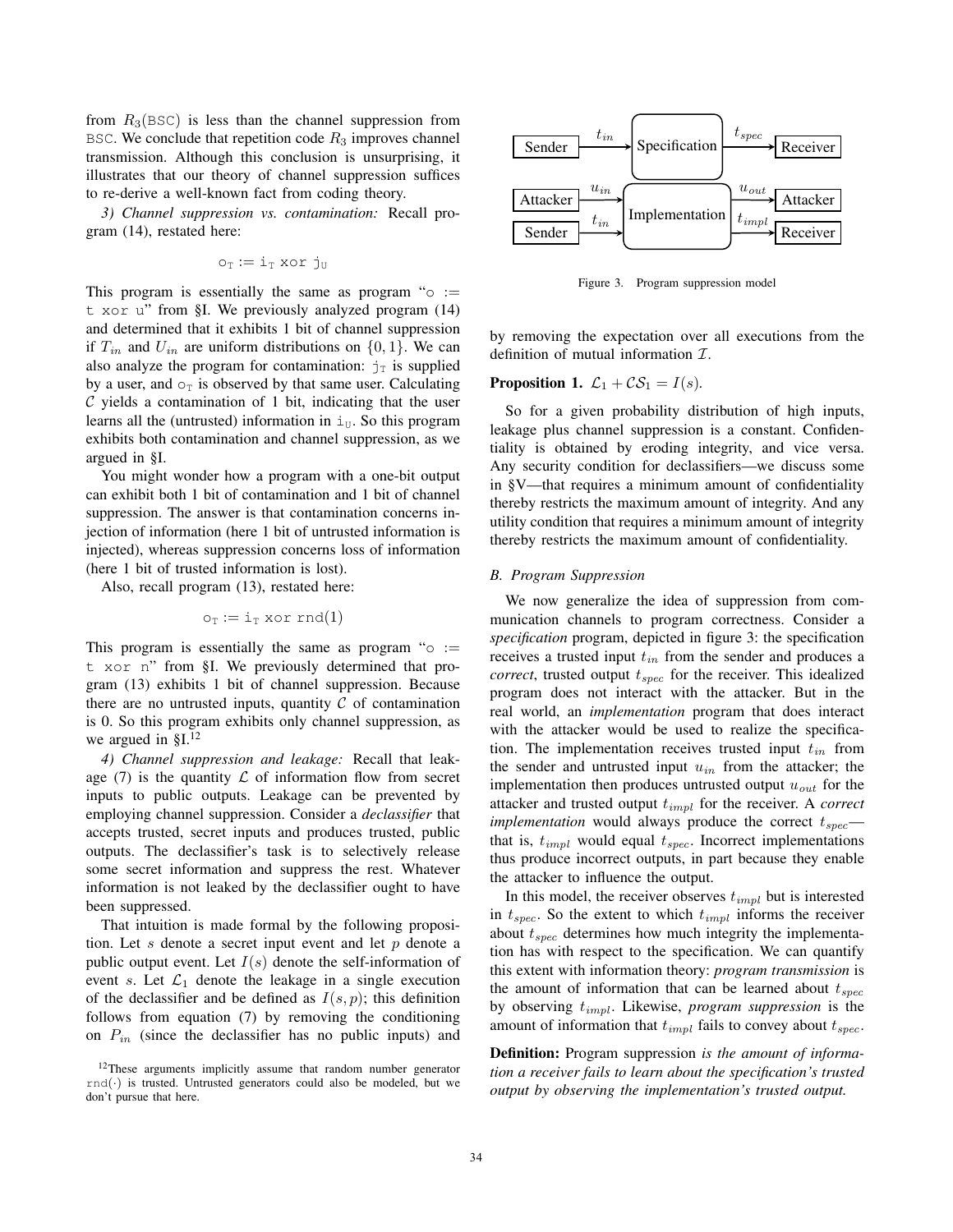from $R_3$(BSC) is less than the channel suppression from BSC. We conclude that repetition code $R_3$ improves channel transmission. Although this conclusion is unsurprising, it illustrates that our theory of channel suppression suffices to re-derive a well-known fact from coding theory.

*3) Channel suppression vs. contamination:* Recall program (14), restated here:

$$\mathtt{o}_{\mathtt{T}} := \mathtt{i}_{\mathtt{T}} \texttt{ xor } \mathtt{j}_{\mathtt{U}}$$

This program is essentially the same as program "o := t xor u" from §I. We previously analyzed program (14) and determined that it exhibits 1 bit of channel suppression if $T_{in}$ and $U_{in}$ are uniform distributions on $\{0, 1\}$. We can also analyze the program for contamination: $\mathtt{j}_{\mathtt{T}}$ is supplied by a user, and $\mathtt{o}_{\mathtt{T}}$ is observed by that same user. Calculating $\mathcal{C}$ yields a contamination of 1 bit, indicating that the user learns all the (untrusted) information in $\mathtt{i}_{\mathtt{U}}$. So this program exhibits both contamination and channel suppression, as we argued in §I.

You might wonder how a program with a one-bit output can exhibit both 1 bit of contamination and 1 bit of channel suppression. The answer is that contamination concerns injection of information (here 1 bit of untrusted information is injected), whereas suppression concerns loss of information (here 1 bit of trusted information is lost).

Also, recall program (13), restated here:

$$\mathtt{o}_{\mathtt{T}} := \mathtt{i}_{\mathtt{T}} \texttt{ xor } \mathtt{rnd}(1)$$

This program is essentially the same as program "o := t xor n" from §I. We previously determined that program (13) exhibits 1 bit of channel suppression. Because there are no untrusted inputs, quantity $\mathcal{C}$ of contamination is 0. So this program exhibits only channel suppression, as we argued in §I.[12]

*4) Channel suppression and leakage:* Recall that leakage (7) is the quantity $\mathcal{L}$ of information flow from secret inputs to public outputs. Leakage can be prevented by employing channel suppression. Consider a *declassifier* that accepts trusted, secret inputs and produces trusted, public outputs. The declassifier's task is to selectively release some secret information and suppress the rest. Whatever information is not leaked by the declassifier ought to have been suppressed.

That intuition is made formal by the following proposition. Let $s$ denote a secret input event and let $p$ denote a public output event. Let $I(s)$ denote the self-information of event $s$. Let $\mathcal{L}_1$ denote the leakage in a single execution of the declassifier and be defined as $I(s, p)$; this definition follows from equation (7) by removing the conditioning on $P_{in}$ (since the declassifier has no public inputs) and by removing the expectation over all executions from the definition of mutual information $\mathcal{I}$.

[12] These arguments implicitly assume that random number generator $\mathtt{rnd}(\cdot)$ is trusted. Untrusted generators could also be modeled, but we don't pursue that here.

Figure 3. Program suppression model

**Proposition 1.** $\mathcal{L}_1 + \mathcal{CS}_1 = I(s)$.

So for a given probability distribution of high inputs, leakage plus channel suppression is a constant. Confidentiality is obtained by eroding integrity, and vice versa. Any security condition for declassifiers—we discuss some in §V—that requires a minimum amount of confidentiality thereby restricts the maximum amount of integrity. And any utility condition that requires a minimum amount of integrity thereby restricts the maximum amount of confidentiality.

### B. Program Suppression

We now generalize the idea of suppression from communication channels to program correctness. Consider a *specification* program, depicted in figure 3: the specification receives a trusted input $t_{in}$ from the sender and produces a *correct*, trusted output $t_{spec}$ for the receiver. This idealized program does not interact with the attacker. But in the real world, an *implementation* program that does interact with the attacker would be used to realize the specification. The implementation receives trusted input $t_{in}$ from the sender and untrusted input $u_{in}$ from the attacker; the implementation then produces untrusted output $u_{out}$ for the attacker and trusted output $t_{impl}$ for the receiver. A *correct implementation* would always produce the correct $t_{spec}$—that is, $t_{impl}$ would equal $t_{spec}$. Incorrect implementations thus produce incorrect outputs, in part because they enable the attacker to influence the output.

In this model, the receiver observes $t_{impl}$ but is interested in $t_{spec}$. So the extent to which $t_{impl}$ informs the receiver about $t_{spec}$ determines how much integrity the implementation has with respect to the specification. We can quantify this extent with information theory: *program transmission* is the amount of information that can be learned about $t_{spec}$ by observing $t_{impl}$. Likewise, *program suppression* is the amount of information that $t_{impl}$ fails to convey about $t_{spec}$.

**Definition:** Program suppression *is the amount of information a receiver fails to learn about the specification's trusted output by observing the implementation's trusted output.*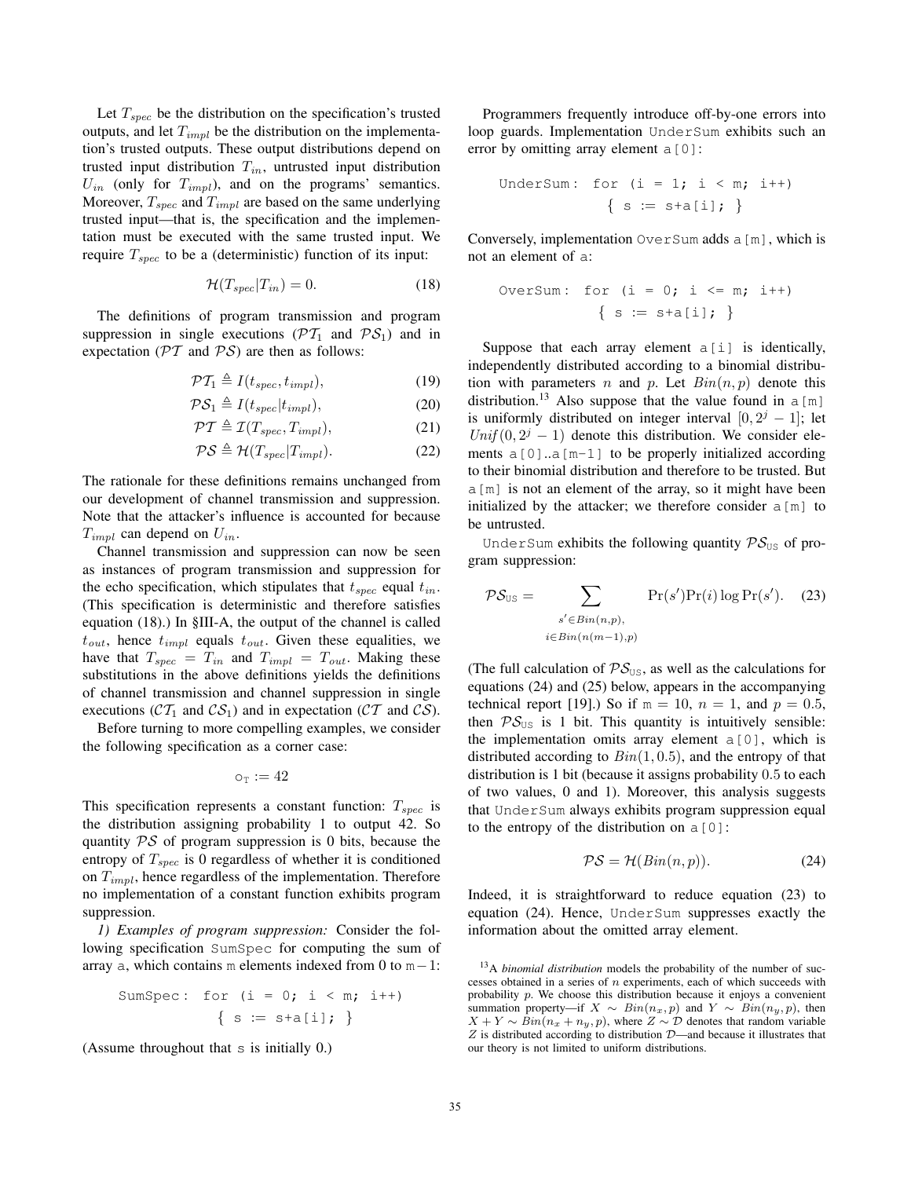Let $T_{spec}$ be the distribution on the specification's trusted outputs, and let $T_{impl}$ be the distribution on the implementation's trusted outputs. These output distributions depend on trusted input distribution $T_{in}$, untrusted input distribution $U_{in}$ (only for $T_{impl}$), and on the programs' semantics. Moreover, $T_{spec}$ and $T_{impl}$ are based on the same underlying trusted input—that is, the specification and the implementation must be executed with the same trusted input. We require $T_{spec}$ to be a (deterministic) function of its input:

$$\mathcal{H}(T_{spec}|T_{in}) = 0. \tag{18}$$

The definitions of program transmission and program suppression in single executions ($\mathcal{PT}_1$ and $\mathcal{PS}_1$) and in expectation ($\mathcal{PT}$ and $\mathcal{PS}$) are then as follows:

$$\mathcal{PT}_1 \triangleq I(t_{spec}, t_{impl}), \tag{19}$$

$$\mathcal{PS}_1 \triangleq I(t_{spec}|t_{impl}), \tag{20}$$

$$\mathcal{PT} \triangleq \mathcal{I}(T_{spec}, T_{impl}), \tag{21}$$

$$\mathcal{PS} \triangleq \mathcal{H}(T_{spec}|T_{impl}). \tag{22}$$

The rationale for these definitions remains unchanged from our development of channel transmission and suppression. Note that the attacker's influence is accounted for because $T_{impl}$ can depend on $U_{in}$.

Channel transmission and suppression can now be seen as instances of program transmission and suppression for the echo specification, which stipulates that $t_{spec}$ equal $t_{in}$. (This specification is deterministic and therefore satisfies equation (18).) In §III-A, the output of the channel is called $t_{out}$, hence $t_{impl}$ equals $t_{out}$. Given these equalities, we have that $T_{spec} = T_{in}$ and $T_{impl} = T_{out}$. Making these substitutions in the above definitions yields the definitions of channel transmission and channel suppression in single executions ($\mathcal{CT}_1$ and $\mathcal{CS}_1$) and in expectation ($\mathcal{CT}$ and $\mathcal{CS}$).

Before turning to more compelling examples, we consider the following specification as a corner case:

$$o_T := 42$$

This specification represents a constant function: $T_{spec}$ is the distribution assigning probability 1 to output 42. So quantity $\mathcal{PS}$ of program suppression is 0 bits, because the entropy of $T_{spec}$ is 0 regardless of whether it is conditioned on $T_{impl}$, hence regardless of the implementation. Therefore no implementation of a constant function exhibits program suppression.

*1) Examples of program suppression:* Consider the following specification SumSpec for computing the sum of array a, which contains m elements indexed from 0 to $m-1$:

```
SumSpec: for (i = 0; i < m; i++)
           { s := s+a[i]; }
```

(Assume throughout that s is initially 0.)

Programmers frequently introduce off-by-one errors into loop guards. Implementation UnderSum exhibits such an error by omitting array element a[0]:

```
UnderSum: for (i = 1; i < m; i++)
            { s := s+a[i]; }
```

Conversely, implementation OverSum adds a[m], which is not an element of a:

```
OverSum: for (i = 0; i <= m; i++)
           { s := s+a[i]; }
```

Suppose that each array element a[i] is identically, independently distributed according to a binomial distribution with parameters $n$ and $p$. Let $Bin(n, p)$ denote this distribution.[13] Also suppose that the value found in a[m] is uniformly distributed on integer interval $[0, 2^j - 1]$; let $Unif(0, 2^j - 1)$ denote this distribution. We consider elements a[0]..a[m-1] to be properly initialized according to their binomial distribution and therefore to be trusted. But a[m] is not an element of the array, so it might have been initialized by the attacker; we therefore consider a[m] to be untrusted.

UnderSum exhibits the following quantity $\mathcal{PS}_{\text{US}}$ of program suppression:

$$\mathcal{PS}_{\text{US}} = \sum_{\substack{s' \in Bin(n,p), \\ i \in Bin(n(m-1),p)}} \Pr(s')\Pr(i)\log\Pr(s'). \tag{23}$$

(The full calculation of $\mathcal{PS}_{\text{US}}$, as well as the calculations for equations (24) and (25) below, appears in the accompanying technical report [19].) So if $m = 10$, $n = 1$, and $p = 0.5$, then $\mathcal{PS}_{\text{US}}$ is 1 bit. This quantity is intuitively sensible: the implementation omits array element a[0], which is distributed according to $Bin(1, 0.5)$, and the entropy of that distribution is 1 bit (because it assigns probability 0.5 to each of two values, 0 and 1). Moreover, this analysis suggests that UnderSum always exhibits program suppression equal to the entropy of the distribution on a[0]:

$$\mathcal{PS} = \mathcal{H}(Bin(n, p)). \tag{24}$$

Indeed, it is straightforward to reduce equation (23) to equation (24). Hence, UnderSum suppresses exactly the information about the omitted array element.

[13] A *binomial distribution* models the probability of the number of successes obtained in a series of $n$ experiments, each of which succeeds with probability $p$. We choose this distribution because it enjoys a convenient summation property—if $X \sim Bin(n_x, p)$ and $Y \sim Bin(n_y, p)$, then $X + Y \sim Bin(n_x + n_y, p)$, where $Z \sim \mathcal{D}$ denotes that random variable $Z$ is distributed according to distribution $\mathcal{D}$—and because it illustrates that our theory is not limited to uniform distributions.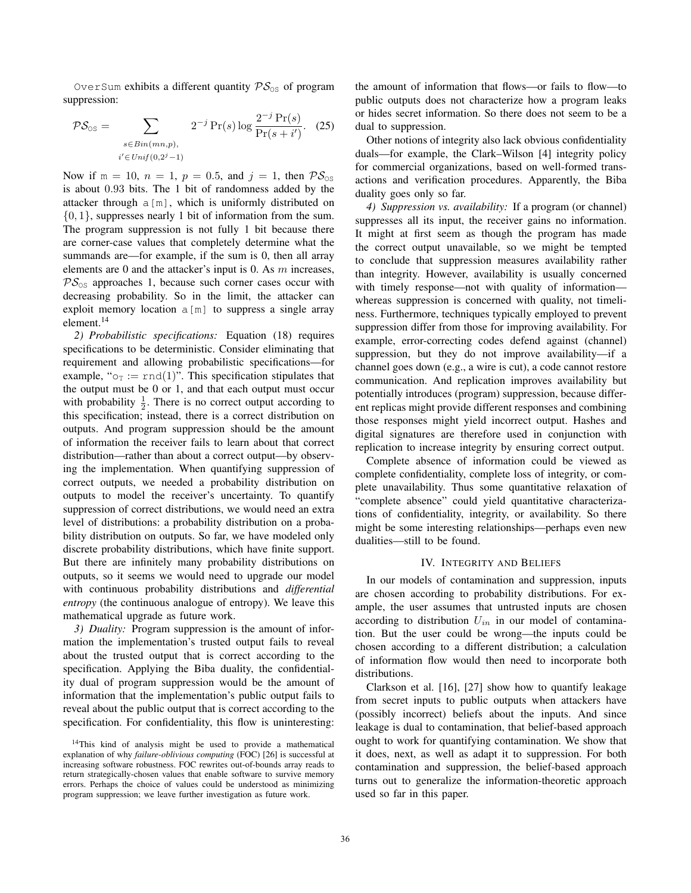OverSum exhibits a different quantity $\mathcal{PS}_{\texttt{OS}}$ of program suppression:

$$\mathcal{PS}_{\texttt{OS}} = \sum_{\substack{s \in Bin(mn,p), \\ i' \in Unif(0, 2^j - 1)}} 2^{-j} \Pr(s) \log \frac{2^{-j} \Pr(s)}{\Pr(s + i')}. \quad (25)$$

Now if m $= 10$, $n = 1$, $p = 0.5$, and $j = 1$, then $\mathcal{PS}_{\texttt{OS}}$ is about 0.93 bits. The 1 bit of randomness added by the attacker through a[m], which is uniformly distributed on $\{0, 1\}$, suppresses nearly 1 bit of information from the sum. The program suppression is not fully 1 bit because there are corner-case values that completely determine what the summands are—for example, if the sum is 0, then all array elements are 0 and the attacker's input is 0. As $m$ increases, $\mathcal{PS}_{\texttt{OS}}$ approaches 1, because such corner cases occur with decreasing probability. So in the limit, the attacker can exploit memory location a[m] to suppress a single array element.[14]

*2) Probabilistic specifications:* Equation (18) requires specifications to be deterministic. Consider eliminating that requirement and allowing probabilistic specifications—for example, "$\texttt{o}_{\texttt{T}}$ := rnd(1)". This specification stipulates that the output must be 0 or 1, and that each output must occur with probability $\frac{1}{2}$. There is no correct output according to this specification; instead, there is a correct distribution on outputs. And program suppression should be the amount of information the receiver fails to learn about that correct distribution—rather than about a correct output—by observing the implementation. When quantifying suppression of correct outputs, we needed a probability distribution on outputs to model the receiver's uncertainty. To quantify suppression of correct distributions, we would need an extra level of distributions: a probability distribution on a probability distribution on outputs. So far, we have modeled only discrete probability distributions, which have finite support. But there are infinitely many probability distributions on outputs, so it seems we would need to upgrade our model with continuous probability distributions and *differential entropy* (the continuous analogue of entropy). We leave this mathematical upgrade as future work.

*3) Duality:* Program suppression is the amount of information the implementation's trusted output fails to reveal about the trusted output that is correct according to the specification. Applying the Biba duality, the confidentiality dual of program suppression would be the amount of information that the implementation's public output fails to reveal about the public output that is correct according to the specification. For confidentiality, this flow is uninteresting: the amount of information that flows—or fails to flow—to public outputs does not characterize how a program leaks or hides secret information. So there does not seem to be a dual to suppression.

Other notions of integrity also lack obvious confidentiality duals—for example, the Clark–Wilson [4] integrity policy for commercial organizations, based on well-formed transactions and verification procedures. Apparently, the Biba duality goes only so far.

*4) Suppression vs. availability:* If a program (or channel) suppresses all its input, the receiver gains no information. It might at first seem as though the program has made the correct output unavailable, so we might be tempted to conclude that suppression measures availability rather than integrity. However, availability is usually concerned with timely response—not with quality of information—whereas suppression is concerned with quality, not timeliness. Furthermore, techniques typically employed to prevent suppression differ from those for improving availability. For example, error-correcting codes defend against (channel) suppression, but they do not improve availability—if a channel goes down (e.g., a wire is cut), a code cannot restore communication. And replication improves availability but potentially introduces (program) suppression, because different replicas might provide different responses and combining those responses might yield incorrect output. Hashes and digital signatures are therefore used in conjunction with replication to increase integrity by ensuring correct output.

Complete absence of information could be viewed as complete confidentiality, complete loss of integrity, or complete unavailability. Thus some quantitative relaxation of "complete absence" could yield quantitative characterizations of confidentiality, integrity, or availability. So there might be some interesting relationships—perhaps even new dualities—still to be found.

## IV. Integrity and Beliefs

In our models of contamination and suppression, inputs are chosen according to probability distributions. For example, the user assumes that untrusted inputs are chosen according to distribution $U_{in}$ in our model of contamination. But the user could be wrong—the inputs could be chosen according to a different distribution; a calculation of information flow would then need to incorporate both distributions.

Clarkson et al. [16], [27] show how to quantify leakage from secret inputs to public outputs when attackers have (possibly incorrect) beliefs about the inputs. And since leakage is dual to contamination, that belief-based approach ought to work for quantifying contamination. We show that it does, next, as well as adapt it to suppression. For both contamination and suppression, the belief-based approach turns out to generalize the information-theoretic approach used so far in this paper.

[14]This kind of analysis might be used to provide a mathematical explanation of why *failure-oblivious computing* (FOC) [26] is successful at increasing software robustness. FOC rewrites out-of-bounds array reads to return strategically-chosen values that enable software to survive memory errors. Perhaps the choice of values could be understood as minimizing program suppression; we leave further investigation as future work.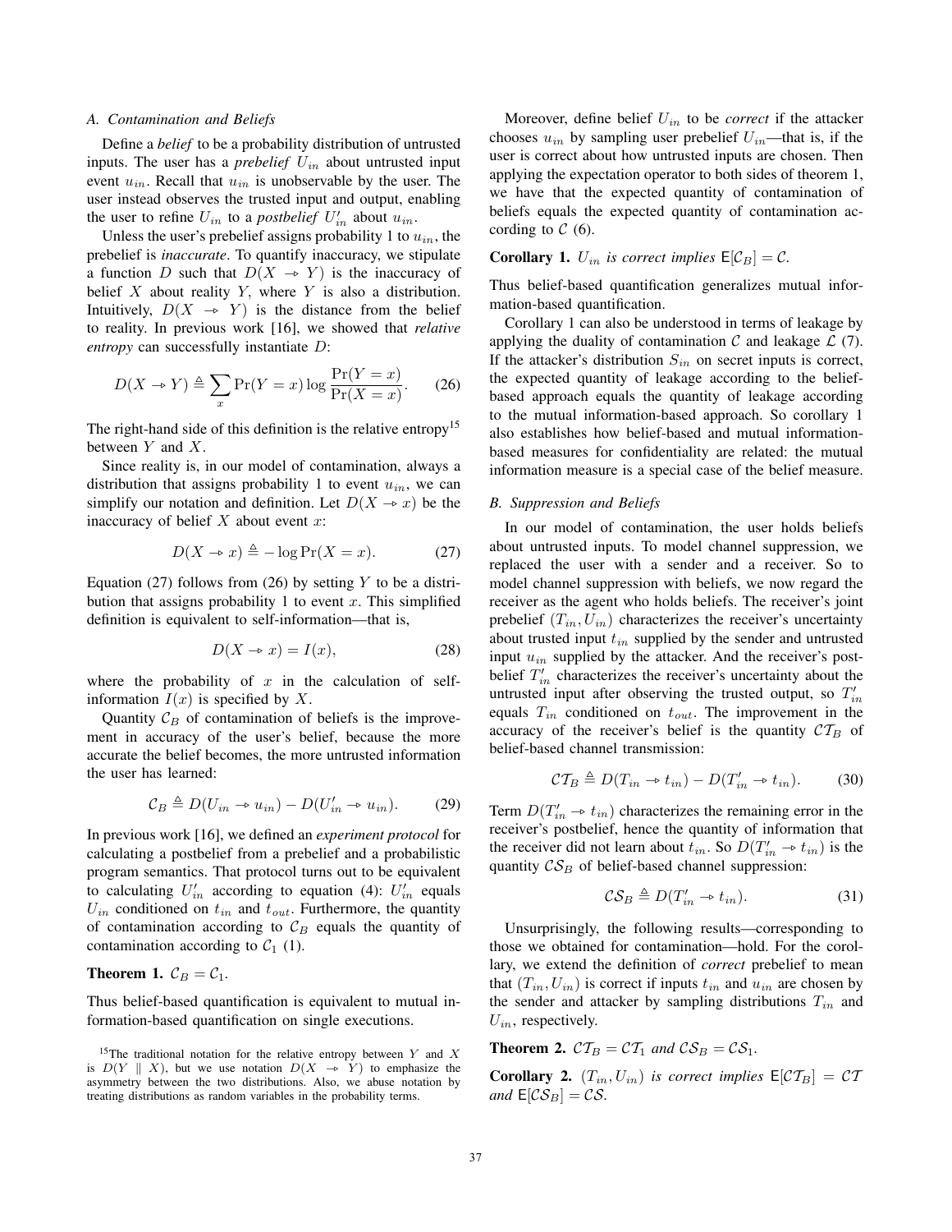### A. Contamination and Beliefs

Define a *belief* to be a probability distribution of untrusted inputs. The user has a *prebelief* $U_{in}$ about untrusted input event $u_{in}$. Recall that $u_{in}$ is unobservable by the user. The user instead observes the trusted input and output, enabling the user to refine $U_{in}$ to a *postbelief* $U'_{in}$ about $u_{in}$.

Unless the user's prebelief assigns probability 1 to $u_{in}$, the prebelief is *inaccurate*. To quantify inaccuracy, we stipulate a function $D$ such that $D(X \twoheadrightarrow Y)$ is the inaccuracy of belief $X$ about reality $Y$, where $Y$ is also a distribution. Intuitively, $D(X \twoheadrightarrow Y)$ is the distance from the belief to reality. In previous work [16], we showed that *relative entropy* can successfully instantiate $D$:

$$D(X \twoheadrightarrow Y) \triangleq \sum_{x} \Pr(Y = x) \log \frac{\Pr(Y = x)}{\Pr(X = x)}. \qquad (26)$$

The right-hand side of this definition is the relative entropy[15] between $Y$ and $X$.

Since reality is, in our model of contamination, always a distribution that assigns probability 1 to event $u_{in}$, we can simplify our notation and definition. Let $D(X \twoheadrightarrow x)$ be the inaccuracy of belief $X$ about event $x$:

$$D(X \twoheadrightarrow x) \triangleq -\log \Pr(X = x). \qquad (27)$$

Equation (27) follows from (26) by setting $Y$ to be a distribution that assigns probability 1 to event $x$. This simplified definition is equivalent to self-information—that is,

$$D(X \twoheadrightarrow x) = I(x), \qquad (28)$$

where the probability of $x$ in the calculation of self-information $I(x)$ is specified by $X$.

Quantity $\mathcal{C}_B$ of contamination of beliefs is the improvement in accuracy of the user's belief, because the more accurate the belief becomes, the more untrusted information the user has learned:

$$\mathcal{C}_B \triangleq D(U_{in} \twoheadrightarrow u_{in}) - D(U'_{in} \twoheadrightarrow u_{in}). \qquad (29)$$

In previous work [16], we defined an *experiment protocol* for calculating a postbelief from a prebelief and a probabilistic program semantics. That protocol turns out to be equivalent to calculating $U'_{in}$ according to equation (4): $U'_{in}$ equals $U_{in}$ conditioned on $t_{in}$ and $t_{out}$. Furthermore, the quantity of contamination according to $\mathcal{C}_B$ equals the quantity of contamination according to $\mathcal{C}_1$ (1).

**Theorem 1.** *$\mathcal{C}_B = \mathcal{C}_1$.*

Thus belief-based quantification is equivalent to mutual information-based quantification on single executions.

Moreover, define belief $U_{in}$ to be *correct* if the attacker chooses $u_{in}$ by sampling user prebelief $U_{in}$—that is, if the user is correct about how untrusted inputs are chosen. Then applying the expectation operator to both sides of theorem 1, we have that the expected quantity of contamination of beliefs equals the expected quantity of contamination according to $\mathcal{C}$ (6).

**Corollary 1.** *$U_{in}$ is correct implies $\mathsf{E}[\mathcal{C}_B] = \mathcal{C}$.*

Thus belief-based quantification generalizes mutual information-based quantification.

Corollary 1 can also be understood in terms of leakage by applying the duality of contamination $\mathcal{C}$ and leakage $\mathcal{L}$ (7). If the attacker's distribution $S_{in}$ on secret inputs is correct, the expected quantity of leakage according to the belief-based approach equals the quantity of leakage according to the mutual information-based approach. So corollary 1 also establishes how belief-based and mutual information-based measures for confidentiality are related: the mutual information measure is a special case of the belief measure.

### B. Suppression and Beliefs

In our model of contamination, the user holds beliefs about untrusted inputs. To model channel suppression, we replaced the user with a sender and a receiver. So to model channel suppression with beliefs, we now regard the receiver as the agent who holds beliefs. The receiver's joint prebelief $(T_{in}, U_{in})$ characterizes the receiver's uncertainty about trusted input $t_{in}$ supplied by the sender and untrusted input $u_{in}$ supplied by the attacker. And the receiver's postbelief $T'_{in}$ characterizes the receiver's uncertainty about the untrusted input after observing the trusted output, so $T'_{in}$ equals $T_{in}$ conditioned on $t_{out}$. The improvement in the accuracy of the receiver's belief is the quantity $\mathcal{CT}_B$ of belief-based channel transmission:

$$\mathcal{CT}_B \triangleq D(T_{in} \twoheadrightarrow t_{in}) - D(T'_{in} \twoheadrightarrow t_{in}). \qquad (30)$$

Term $D(T'_{in} \twoheadrightarrow t_{in})$ characterizes the remaining error in the receiver's postbelief, hence the quantity of information that the receiver did not learn about $t_{in}$. So $D(T'_{in} \twoheadrightarrow t_{in})$ is the quantity $\mathcal{CS}_B$ of belief-based channel suppression:

$$\mathcal{CS}_B \triangleq D(T'_{in} \twoheadrightarrow t_{in}). \qquad (31)$$

Unsurprisingly, the following results—corresponding to those we obtained for contamination—hold. For the corollary, we extend the definition of *correct* prebelief to mean that $(T_{in}, U_{in})$ is correct if inputs $t_{in}$ and $u_{in}$ are chosen by the sender and attacker by sampling distributions $T_{in}$ and $U_{in}$, respectively.

**Theorem 2.** *$\mathcal{CT}_B = \mathcal{CT}_1$ and $\mathcal{CS}_B = \mathcal{CS}_1$.*

**Corollary 2.** *$(T_{in}, U_{in})$ is correct implies $\mathsf{E}[\mathcal{CT}_B] = \mathcal{CT}$ and $\mathsf{E}[\mathcal{CS}_B] = \mathcal{CS}$.*

[15] The traditional notation for the relative entropy between $Y$ and $X$ is $D(Y \parallel X)$, but we use notation $D(X \twoheadrightarrow Y)$ to emphasize the asymmetry between the two distributions. Also, we abuse notation by treating distributions as random variables in the probability terms.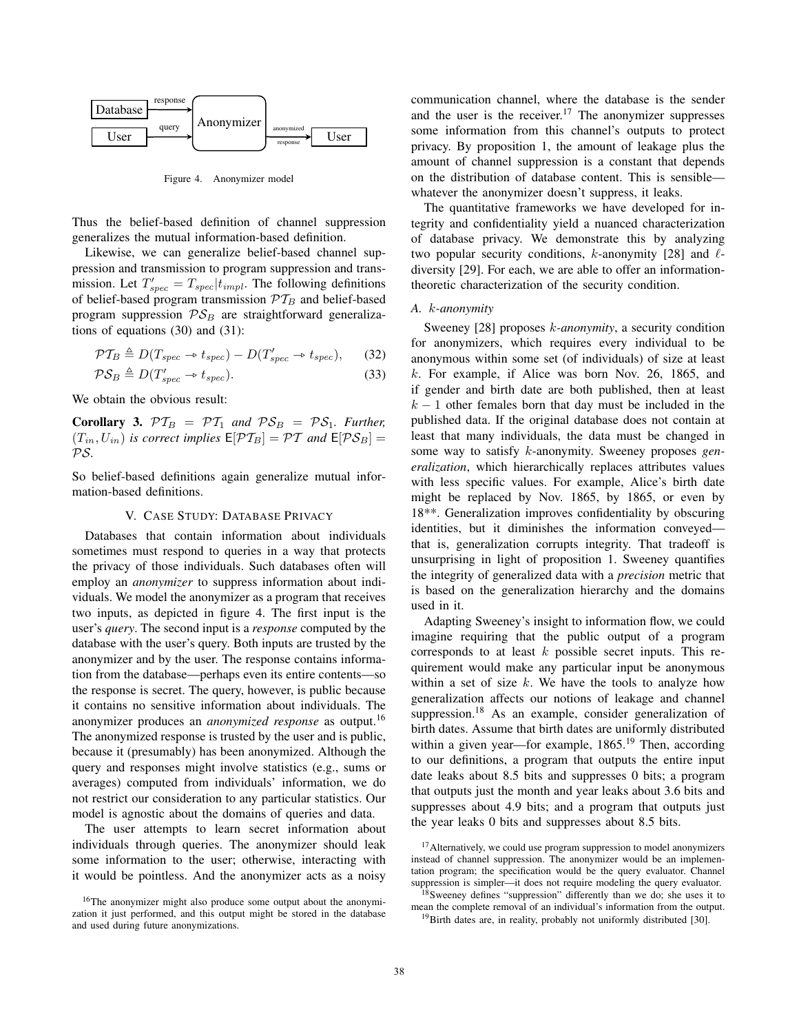Figure 4. Anonymizer model

Thus the belief-based definition of channel suppression generalizes the mutual information-based definition.

Likewise, we can generalize belief-based channel suppression and transmission to program suppression and transmission. Let $T'_{spec} = T_{spec}|t_{impl}$. The following definitions of belief-based program transmission $\mathcal{PT}_B$ and belief-based program suppression $\mathcal{PS}_B$ are straightforward generalizations of equations (30) and (31):

$$\mathcal{PT}_B \triangleq D(T_{spec} \rightarrow t_{spec}) - D(T'_{spec} \rightarrow t_{spec}), \quad (32)$$

$$\mathcal{PS}_B \triangleq D(T'_{spec} \rightarrow t_{spec}). \quad (33)$$

We obtain the obvious result:

**Corollary 3.** *$\mathcal{PT}_B = \mathcal{PT}_1$ and $\mathcal{PS}_B = \mathcal{PS}_1$. Further, $(T_{in}, U_{in})$ is correct implies $\mathsf{E}[\mathcal{PT}_B] = \mathcal{PT}$ and $\mathsf{E}[\mathcal{PS}_B] = \mathcal{PS}$.*

So belief-based definitions again generalize mutual information-based definitions.

## V. Case Study: Database Privacy

Databases that contain information about individuals sometimes must respond to queries in a way that protects the privacy of those individuals. Such databases often will employ an *anonymizer* to suppress information about individuals. We model the anonymizer as a program that receives two inputs, as depicted in figure 4. The first input is the user's *query*. The second input is a *response* computed by the database with the user's query. Both inputs are trusted by the anonymizer and by the user. The response contains information from the database—perhaps even its entire contents—so the response is secret. The query, however, is public because it contains no sensitive information about individuals. The anonymizer produces an *anonymized response* as output.[16] The anonymized response is trusted by the user and is public, because it (presumably) has been anonymized. Although the query and responses might involve statistics (e.g., sums or averages) computed from individuals' information, we do not restrict our consideration to any particular statistics. Our model is agnostic about the domains of queries and data.

The user attempts to learn secret information about individuals through queries. The anonymizer should leak some information to the user; otherwise, interacting with it would be pointless. And the anonymizer acts as a noisy communication channel, where the database is the sender and the user is the receiver.[17] The anonymizer suppresses some information from this channel's outputs to protect privacy. By proposition 1, the amount of leakage plus the amount of channel suppression is a constant that depends on the distribution of database content. This is sensible—whatever the anonymizer doesn't suppress, it leaks.

The quantitative frameworks we have developed for integrity and confidentiality yield a nuanced characterization of database privacy. We demonstrate this by analyzing two popular security conditions, $k$-anonymity [28] and $\ell$-diversity [29]. For each, we are able to offer an information-theoretic characterization of the security condition.

### A. $k$-anonymity

Sweeney [28] proposes *$k$-anonymity*, a security condition for anonymizers, which requires every individual to be anonymous within some set (of individuals) of size at least $k$. For example, if Alice was born Nov. 26, 1865, and if gender and birth date are both published, then at least $k - 1$ other females born that day must be included in the published data. If the original database does not contain at least that many individuals, the data must be changed in some way to satisfy $k$-anonymity. Sweeney proposes *generalization*, which hierarchically replaces attributes values with less specific values. For example, Alice's birth date might be replaced by Nov. 1865, by 1865, or even by 18**. Generalization improves confidentiality by obscuring identities, but it diminishes the information conveyed—that is, generalization corrupts integrity. That tradeoff is unsurprising in light of proposition 1. Sweeney quantifies the integrity of generalized data with a *precision* metric that is based on the generalization hierarchy and the domains used in it.

Adapting Sweeney's insight to information flow, we could imagine requiring that the public output of a program corresponds to at least $k$ possible secret inputs. This requirement would make any particular input be anonymous within a set of size $k$. We have the tools to analyze how generalization affects our notions of leakage and channel suppression.[18] As an example, consider generalization of birth dates. Assume that birth dates are uniformly distributed within a given year—for example, 1865.[19] Then, according to our definitions, a program that outputs the entire input date leaks about 8.5 bits and suppresses 0 bits; a program that outputs just the month and year leaks about 3.6 bits and suppresses about 4.9 bits; and a program that outputs just the year leaks 0 bits and suppresses about 8.5 bits.

[16] The anonymizer might also produce some output about the anonymization it just performed, and this output might be stored in the database and used during future anonymizations.

[17] Alternatively, we could use program suppression to model anonymizers instead of channel suppression. The anonymizer would be an implementation program; the specification would be the query evaluator. Channel suppression is simpler—it does not require modeling the query evaluator.

[18] Sweeney defines "suppression" differently than we do; she uses it to mean the complete removal of an individual's information from the output.

[19] Birth dates are, in reality, probably not uniformly distributed [30].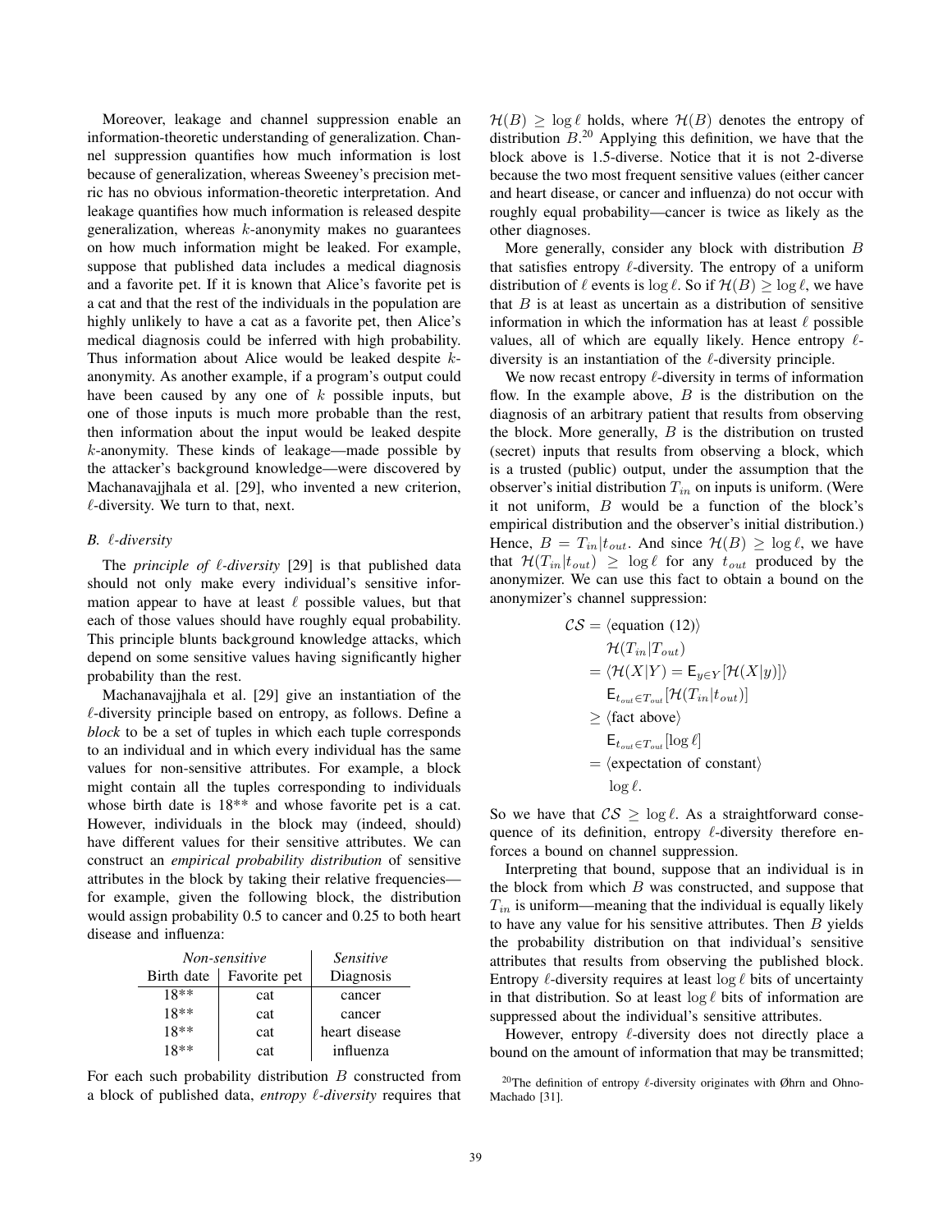Moreover, leakage and channel suppression enable an information-theoretic understanding of generalization. Channel suppression quantifies how much information is lost because of generalization, whereas Sweeney's precision metric has no obvious information-theoretic interpretation. And leakage quantifies how much information is released despite generalization, whereas $k$-anonymity makes no guarantees on how much information might be leaked. For example, suppose that published data includes a medical diagnosis and a favorite pet. If it is known that Alice's favorite pet is a cat and that the rest of the individuals in the population are highly unlikely to have a cat as a favorite pet, then Alice's medical diagnosis could be inferred with high probability. Thus information about Alice would be leaked despite $k$-anonymity. As another example, if a program's output could have been caused by any one of $k$ possible inputs, but one of those inputs is much more probable than the rest, then information about the input would be leaked despite $k$-anonymity. These kinds of leakage—made possible by the attacker's background knowledge—were discovered by Machanavajjhala et al. [29], who invented a new criterion, $\ell$-diversity. We turn to that, next.

### B. $\ell$-diversity

The *principle of $\ell$-diversity* [29] is that published data should not only make every individual's sensitive information appear to have at least $\ell$ possible values, but that each of those values should have roughly equal probability. This principle blunts background knowledge attacks, which depend on some sensitive values having significantly higher probability than the rest.

Machanavajjhala et al. [29] give an instantiation of the $\ell$-diversity principle based on entropy, as follows. Define a *block* to be a set of tuples in which each tuple corresponds to an individual and in which every individual has the same values for non-sensitive attributes. For example, a block might contain all the tuples corresponding to individuals whose birth date is 18** and whose favorite pet is a cat. However, individuals in the block may (indeed, should) have different values for their sensitive attributes. We can construct an *empirical probability distribution* of sensitive attributes in the block by taking their relative frequencies—for example, given the following block, the distribution would assign probability 0.5 to cancer and 0.25 to both heart disease and influenza:

| *Non-sensitive* | | *Sensitive* |
|---|---|---|
| Birth date | Favorite pet | Diagnosis |
| 18** | cat | cancer |
| 18** | cat | cancer |
| 18** | cat | heart disease |
| 18** | cat | influenza |

For each such probability distribution $B$ constructed from a block of published data, *entropy $\ell$-diversity* requires that $\mathcal{H}(B) \geq \log \ell$ holds, where $\mathcal{H}(B)$ denotes the entropy of distribution $B$.[20] Applying this definition, we have that the block above is 1.5-diverse. Notice that it is not 2-diverse because the two most frequent sensitive values (either cancer and heart disease, or cancer and influenza) do not occur with roughly equal probability—cancer is twice as likely as the other diagnoses.

More generally, consider any block with distribution $B$ that satisfies entropy $\ell$-diversity. The entropy of a uniform distribution of $\ell$ events is $\log \ell$. So if $\mathcal{H}(B) \geq \log \ell$, we have that $B$ is at least as uncertain as a distribution of sensitive information in which the information has at least $\ell$ possible values, all of which are equally likely. Hence entropy $\ell$-diversity is an instantiation of the $\ell$-diversity principle.

We now recast entropy $\ell$-diversity in terms of information flow. In the example above, $B$ is the distribution on the diagnosis of an arbitrary patient that results from observing the block. More generally, $B$ is the distribution on trusted (secret) inputs that results from observing a block, which is a trusted (public) output, under the assumption that the observer's initial distribution $T_{in}$ on inputs is uniform. (Were it not uniform, $B$ would be a function of the block's empirical distribution and the observer's initial distribution.) Hence, $B = T_{in}|t_{out}$. And since $\mathcal{H}(B) \geq \log \ell$, we have that $\mathcal{H}(T_{in}|t_{out}) \geq \log \ell$ for any $t_{out}$ produced by the anonymizer. We can use this fact to obtain a bound on the anonymizer's channel suppression:

$$
\begin{aligned}
\mathcal{CS} &= \langle \text{equation (12)} \rangle \\
&\quad \mathcal{H}(T_{in}|T_{out}) \\
&= \langle \mathcal{H}(X|Y) = \mathsf{E}_{y \in Y}[\mathcal{H}(X|y)] \rangle \\
&\quad \mathsf{E}_{t_{out} \in T_{out}}[\mathcal{H}(T_{in}|t_{out})] \\
&\geq \langle \text{fact above} \rangle \\
&\quad \mathsf{E}_{t_{out} \in T_{out}}[\log \ell] \\
&= \langle \text{expectation of constant} \rangle \\
&\quad \log \ell.
\end{aligned}
$$

So we have that $\mathcal{CS} \geq \log \ell$. As a straightforward consequence of its definition, entropy $\ell$-diversity therefore enforces a bound on channel suppression.

Interpreting that bound, suppose that an individual is in the block from which $B$ was constructed, and suppose that $T_{in}$ is uniform—meaning that the individual is equally likely to have any value for his sensitive attributes. Then $B$ yields the probability distribution on that individual's sensitive attributes that results from observing the published block. Entropy $\ell$-diversity requires at least $\log \ell$ bits of uncertainty in that distribution. So at least $\log \ell$ bits of information are suppressed about the individual's sensitive attributes.

However, entropy $\ell$-diversity does not directly place a bound on the amount of information that may be transmitted;

[20] The definition of entropy $\ell$-diversity originates with Øhrn and Ohno-Machado [31].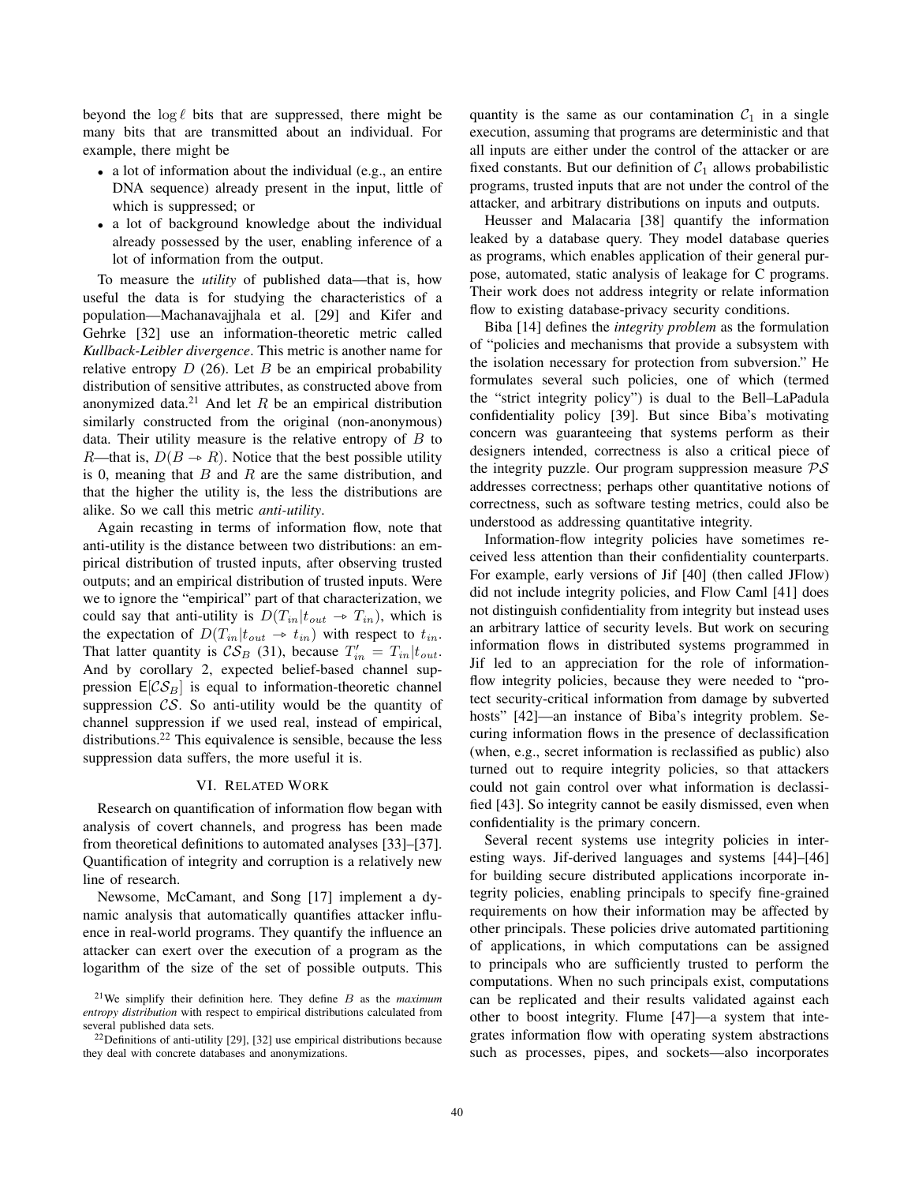beyond the $\log \ell$ bits that are suppressed, there might be many bits that are transmitted about an individual. For example, there might be

- a lot of information about the individual (e.g., an entire DNA sequence) already present in the input, little of which is suppressed; or
- a lot of background knowledge about the individual already possessed by the user, enabling inference of a lot of information from the output.

To measure the *utility* of published data—that is, how useful the data is for studying the characteristics of a population—Machanavajjhala et al. [29] and Kifer and Gehrke [32] use an information-theoretic metric called ***Kullback-Leibler divergence***. This metric is another name for relative entropy $D$ (26). Let $B$ be an empirical probability distribution of sensitive attributes, as constructed above from anonymized data.[21] And let $R$ be an empirical distribution similarly constructed from the original (non-anonymous) data. Their utility measure is the relative entropy of $B$ to $R$—that is, $D(B \twoheadrightarrow R)$. Notice that the best possible utility is 0, meaning that $B$ and $R$ are the same distribution, and that the higher the utility is, the less the distributions are alike. So we call this metric *anti-utility*.

Again recasting in terms of information flow, note that anti-utility is the distance between two distributions: an empirical distribution of trusted inputs, after observing trusted outputs; and an empirical distribution of trusted inputs. Were we to ignore the "empirical" part of that characterization, we could say that anti-utility is $D(T_{in}|t_{out} \twoheadrightarrow T_{in})$, which is the expectation of $D(T_{in}|t_{out} \twoheadrightarrow t_{in})$ with respect to $t_{in}$. That latter quantity is $\mathcal{CS}_B$ (31), because $T'_{in} = T_{in}|t_{out}$. And by corollary 2, expected belief-based channel suppression $\mathsf{E}[\mathcal{CS}_B]$ is equal to information-theoretic channel suppression $\mathcal{CS}$. So anti-utility would be the quantity of channel suppression if we used real, instead of empirical, distributions.[22] This equivalence is sensible, because the less suppression data suffers, the more useful it is.

## VI. Related Work

Research on quantification of information flow began with analysis of covert channels, and progress has been made from theoretical definitions to automated analyses [33]–[37]. Quantification of integrity and corruption is a relatively new line of research.

Newsome, McCamant, and Song [17] implement a dynamic analysis that automatically quantifies attacker influence in real-world programs. They quantify the influence an attacker can exert over the execution of a program as the logarithm of the size of the set of possible outputs. This quantity is the same as our contamination $\mathcal{C}_1$ in a single execution, assuming that programs are deterministic and that all inputs are either under the control of the attacker or are fixed constants. But our definition of $\mathcal{C}_1$ allows probabilistic programs, trusted inputs that are not under the control of the attacker, and arbitrary distributions on inputs and outputs.

Heusser and Malacaria [38] quantify the information leaked by a database query. They model database queries as programs, which enables application of their general purpose, automated, static analysis of leakage for C programs. Their work does not address integrity or relate information flow to existing database-privacy security conditions.

Biba [14] defines the *integrity problem* as the formulation of "policies and mechanisms that provide a subsystem with the isolation necessary for protection from subversion." He formulates several such policies, one of which (termed the "strict integrity policy") is dual to the Bell–LaPadula confidentiality policy [39]. But since Biba's motivating concern was guaranteeing that systems perform as their designers intended, correctness is also a critical piece of the integrity puzzle. Our program suppression measure $\mathcal{PS}$ addresses correctness; perhaps other quantitative notions of correctness, such as software testing metrics, could also be understood as addressing quantitative integrity.

Information-flow integrity policies have sometimes received less attention than their confidentiality counterparts. For example, early versions of Jif [40] (then called JFlow) did not include integrity policies, and Flow Caml [41] does not distinguish confidentiality from integrity but instead uses an arbitrary lattice of security levels. But work on securing information flows in distributed systems programmed in Jif led to an appreciation for the role of information-flow integrity policies, because they were needed to "protect security-critical information from damage by subverted hosts" [42]—an instance of Biba's integrity problem. Securing information flows in the presence of declassification (when, e.g., secret information is reclassified as public) also turned out to require integrity policies, so that attackers could not gain control over what information is declassified [43]. So integrity cannot be easily dismissed, even when confidentiality is the primary concern.

Several recent systems use integrity policies in interesting ways. Jif-derived languages and systems [44]–[46] for building secure distributed applications incorporate integrity policies, enabling principals to specify fine-grained requirements on how their information may be affected by other principals. These policies drive automated partitioning of applications, in which computations can be assigned to principals who are sufficiently trusted to perform the computations. When no such principals exist, computations can be replicated and their results validated against each other to boost integrity. Flume [47]—a system that integrates information flow with operating system abstractions such as processes, pipes, and sockets—also incorporates

[21] We simplify their definition here. They define $B$ as the *maximum entropy distribution* with respect to empirical distributions calculated from several published data sets.

[22] Definitions of anti-utility [29], [32] use empirical distributions because they deal with concrete databases and anonymizations.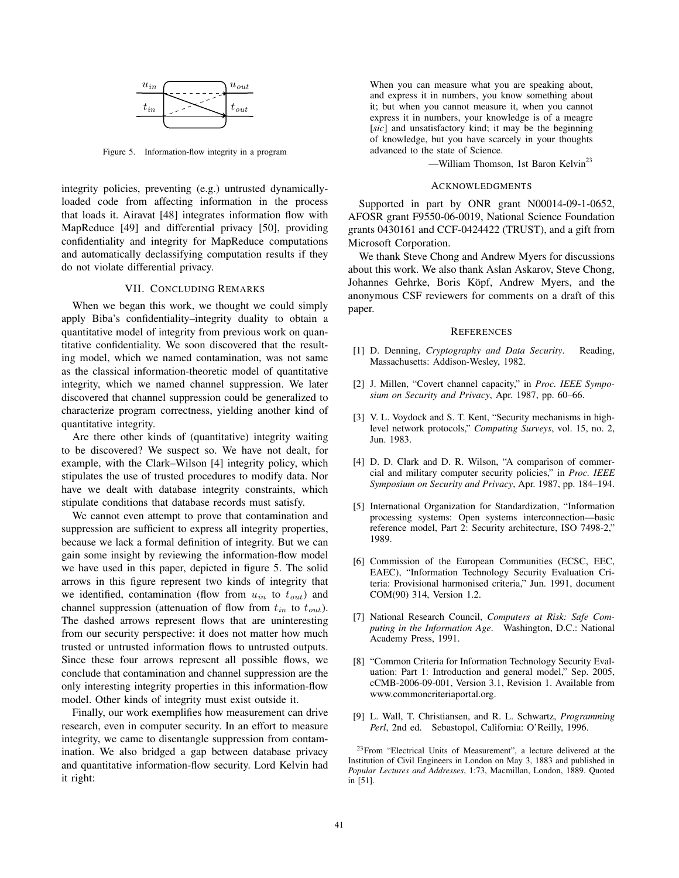$u_{in}$ $u_{out}$

$t_{in}$ $t_{out}$

Figure 5. Information-flow integrity in a program

integrity policies, preventing (e.g.) untrusted dynamically-loaded code from affecting information in the process that loads it. Airavat [48] integrates information flow with MapReduce [49] and differential privacy [50], providing confidentiality and integrity for MapReduce computations and automatically declassifying computation results if they do not violate differential privacy.

## VII. Concluding Remarks

When we began this work, we thought we could simply apply Biba's confidentiality–integrity duality to obtain a quantitative model of integrity from previous work on quantitative confidentiality. We soon discovered that the resulting model, which we named contamination, was not same as the classical information-theoretic model of quantitative integrity, which we named channel suppression. We later discovered that channel suppression could be generalized to characterize program correctness, yielding another kind of quantitative integrity.

Are there other kinds of (quantitative) integrity waiting to be discovered? We suspect so. We have not dealt, for example, with the Clark–Wilson [4] integrity policy, which stipulates the use of trusted procedures to modify data. Nor have we dealt with database integrity constraints, which stipulate conditions that database records must satisfy.

We cannot even attempt to prove that contamination and suppression are sufficient to express all integrity properties, because we lack a formal definition of integrity. But we can gain some insight by reviewing the information-flow model we have used in this paper, depicted in figure 5. The solid arrows in this figure represent two kinds of integrity that we identified, contamination (flow from $u_{in}$ to $t_{out}$) and channel suppression (attenuation of flow from $t_{in}$ to $t_{out}$). The dashed arrows represent flows that are uninteresting from our security perspective: it does not matter how much trusted or untrusted information flows to untrusted outputs. Since these four arrows represent all possible flows, we conclude that contamination and channel suppression are the only interesting integrity properties in this information-flow model. Other kinds of integrity must exist outside it.

Finally, our work exemplifies how measurement can drive research, even in computer security. In an effort to measure integrity, we came to disentangle suppression from contamination. We also bridged a gap between database privacy and quantitative information-flow security. Lord Kelvin had it right:

> When you can measure what you are speaking about, and express it in numbers, you know something about it; but when you cannot measure it, when you cannot express it in numbers, your knowledge is of a meagre [*sic*] and unsatisfactory kind; it may be the beginning of knowledge, but you have scarcely in your thoughts advanced to the state of Science.
>
> —William Thomson, 1st Baron Kelvin[23]

## Acknowledgments

Supported in part by ONR grant N00014-09-1-0652, AFOSR grant F9550-06-0019, National Science Foundation grants 0430161 and CCF-0424422 (TRUST), and a gift from Microsoft Corporation.

We thank Steve Chong and Andrew Myers for discussions about this work. We also thank Aslan Askarov, Steve Chong, Johannes Gehrke, Boris Köpf, Andrew Myers, and the anonymous CSF reviewers for comments on a draft of this paper.

## References

[1] D. Denning, *Cryptography and Data Security*. Reading, Massachusetts: Addison-Wesley, 1982.

[2] J. Millen, "Covert channel capacity," in *Proc. IEEE Symposium on Security and Privacy*, Apr. 1987, pp. 60–66.

[3] V. L. Voydock and S. T. Kent, "Security mechanisms in high-level network protocols," *Computing Surveys*, vol. 15, no. 2, Jun. 1983.

[4] D. D. Clark and D. R. Wilson, "A comparison of commercial and military computer security policies," in *Proc. IEEE Symposium on Security and Privacy*, Apr. 1987, pp. 184–194.

[5] International Organization for Standardization, "Information processing systems: Open systems interconnection—basic reference model, Part 2: Security architecture, ISO 7498-2," 1989.

[6] Commission of the European Communities (ECSC, EEC, EAEC), "Information Technology Security Evaluation Criteria: Provisional harmonised criteria," Jun. 1991, document COM(90) 314, Version 1.2.

[7] National Research Council, *Computers at Risk: Safe Computing in the Information Age*. Washington, D.C.: National Academy Press, 1991.

[8] "Common Criteria for Information Technology Security Evaluation: Part 1: Introduction and general model," Sep. 2005, cCMB-2006-09-001, Version 3.1, Revision 1. Available from www.commoncriteriaportal.org.

[9] L. Wall, T. Christiansen, and R. L. Schwartz, *Programming Perl*, 2nd ed. Sebastopol, California: O'Reilly, 1996.

[23] From "Electrical Units of Measurement", a lecture delivered at the Institution of Civil Engineers in London on May 3, 1883 and published in *Popular Lectures and Addresses*, 1:73, Macmillan, London, 1889. Quoted in [51].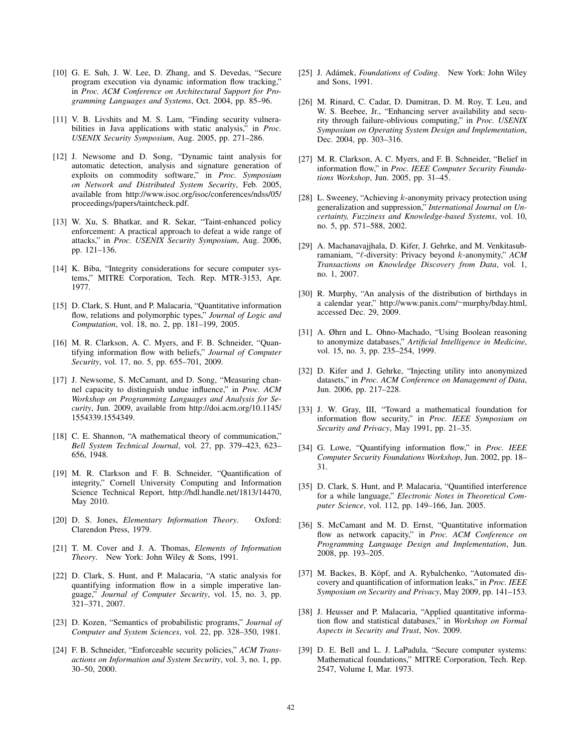[10] G. E. Suh, J. W. Lee, D. Zhang, and S. Devedas, "Secure program execution via dynamic information flow tracking," in *Proc. ACM Conference on Architectural Support for Programming Languages and Systems*, Oct. 2004, pp. 85–96.

[11] V. B. Livshits and M. S. Lam, "Finding security vulnerabilities in Java applications with static analysis," in *Proc. USENIX Security Symposium*, Aug. 2005, pp. 271–286.

[12] J. Newsome and D. Song, "Dynamic taint analysis for automatic detection, analysis and signature generation of exploits on commodity software," in *Proc. Symposium on Network and Distributed System Security*, Feb. 2005, available from http://www.isoc.org/isoc/conferences/ndss/05/proceedings/papers/taintcheck.pdf.

[13] W. Xu, S. Bhatkar, and R. Sekar, "Taint-enhanced policy enforcement: A practical approach to defeat a wide range of attacks," in *Proc. USENIX Security Symposium*, Aug. 2006, pp. 121–136.

[14] K. Biba, "Integrity considerations for secure computer systems," MITRE Corporation, Tech. Rep. MTR-3153, Apr. 1977.

[15] D. Clark, S. Hunt, and P. Malacaria, "Quantitative information flow, relations and polymorphic types," *Journal of Logic and Computation*, vol. 18, no. 2, pp. 181–199, 2005.

[16] M. R. Clarkson, A. C. Myers, and F. B. Schneider, "Quantifying information flow with beliefs," *Journal of Computer Security*, vol. 17, no. 5, pp. 655–701, 2009.

[17] J. Newsome, S. McCamant, and D. Song, "Measuring channel capacity to distinguish undue influence," in *Proc. ACM Workshop on Programming Languages and Analysis for Security*, Jun. 2009, available from http://doi.acm.org/10.1145/1554339.1554349.

[18] C. E. Shannon, "A mathematical theory of communication," *Bell System Technical Journal*, vol. 27, pp. 379–423, 623–656, 1948.

[19] M. R. Clarkson and F. B. Schneider, "Quantification of integrity," Cornell University Computing and Information Science Technical Report, http://hdl.handle.net/1813/14470, May 2010.

[20] D. S. Jones, *Elementary Information Theory*. Oxford: Clarendon Press, 1979.

[21] T. M. Cover and J. A. Thomas, *Elements of Information Theory*. New York: John Wiley & Sons, 1991.

[22] D. Clark, S. Hunt, and P. Malacaria, "A static analysis for quantifying information flow in a simple imperative language," *Journal of Computer Security*, vol. 15, no. 3, pp. 321–371, 2007.

[23] D. Kozen, "Semantics of probabilistic programs," *Journal of Computer and System Sciences*, vol. 22, pp. 328–350, 1981.

[24] F. B. Schneider, "Enforceable security policies," *ACM Transactions on Information and System Security*, vol. 3, no. 1, pp. 30–50, 2000.

[25] J. Adámek, *Foundations of Coding*. New York: John Wiley and Sons, 1991.

[26] M. Rinard, C. Cadar, D. Dumitran, D. M. Roy, T. Leu, and W. S. Beebee, Jr., "Enhancing server availability and security through failure-oblivious computing," in *Proc. USENIX Symposium on Operating System Design and Implementation*, Dec. 2004, pp. 303–316.

[27] M. R. Clarkson, A. C. Myers, and F. B. Schneider, "Belief in information flow," in *Proc. IEEE Computer Security Foundations Workshop*, Jun. 2005, pp. 31–45.

[28] L. Sweeney, "Achieving $k$-anonymity privacy protection using generalization and suppression," *International Journal on Uncertainty, Fuzziness and Knowledge-based Systems*, vol. 10, no. 5, pp. 571–588, 2002.

[29] A. Machanavajjhala, D. Kifer, J. Gehrke, and M. Venkitasubramaniam, "$\ell$-diversity: Privacy beyond $k$-anonymity," *ACM Transactions on Knowledge Discovery from Data*, vol. 1, no. 1, 2007.

[30] R. Murphy, "An analysis of the distribution of birthdays in a calendar year," http://www.panix.com/~murphy/bday.html, accessed Dec. 29, 2009.

[31] A. Øhrn and L. Ohno-Machado, "Using Boolean reasoning to anonymize databases," *Artificial Intelligence in Medicine*, vol. 15, no. 3, pp. 235–254, 1999.

[32] D. Kifer and J. Gehrke, "Injecting utility into anonymized datasets," in *Proc. ACM Conference on Management of Data*, Jun. 2006, pp. 217–228.

[33] J. W. Gray, III, "Toward a mathematical foundation for information flow security," in *Proc. IEEE Symposium on Security and Privacy*, May 1991, pp. 21–35.

[34] G. Lowe, "Quantifying information flow," in *Proc. IEEE Computer Security Foundations Workshop*, Jun. 2002, pp. 18–31.

[35] D. Clark, S. Hunt, and P. Malacaria, "Quantified interference for a while language," *Electronic Notes in Theoretical Computer Science*, vol. 112, pp. 149–166, Jan. 2005.

[36] S. McCamant and M. D. Ernst, "Quantitative information flow as network capacity," in *Proc. ACM Conference on Programming Language Design and Implementation*, Jun. 2008, pp. 193–205.

[37] M. Backes, B. Köpf, and A. Rybalchenko, "Automated discovery and quantification of information leaks," in *Proc. IEEE Symposium on Security and Privacy*, May 2009, pp. 141–153.

[38] J. Heusser and P. Malacaria, "Applied quantitative information flow and statistical databases," in *Workshop on Formal Aspects in Security and Trust*, Nov. 2009.

[39] D. E. Bell and L. J. LaPadula, "Secure computer systems: Mathematical foundations," MITRE Corporation, Tech. Rep. 2547, Volume I, Mar. 1973.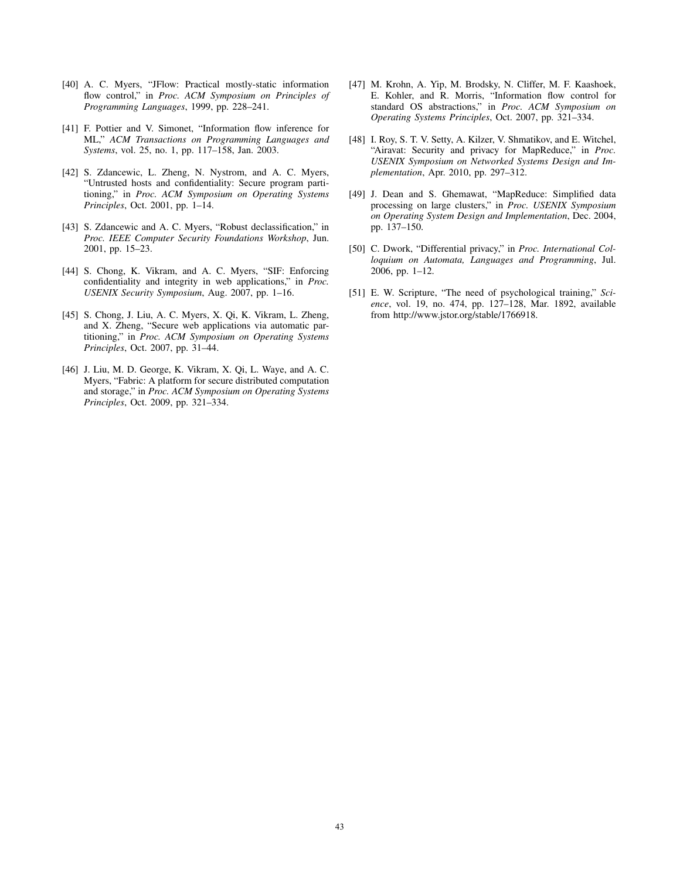[40] A. C. Myers, "JFlow: Practical mostly-static information flow control," in *Proc. ACM Symposium on Principles of Programming Languages*, 1999, pp. 228–241.

[41] F. Pottier and V. Simonet, "Information flow inference for ML," *ACM Transactions on Programming Languages and Systems*, vol. 25, no. 1, pp. 117–158, Jan. 2003.

[42] S. Zdancewic, L. Zheng, N. Nystrom, and A. C. Myers, "Untrusted hosts and confidentiality: Secure program partitioning," in *Proc. ACM Symposium on Operating Systems Principles*, Oct. 2001, pp. 1–14.

[43] S. Zdancewic and A. C. Myers, "Robust declassification," in *Proc. IEEE Computer Security Foundations Workshop*, Jun. 2001, pp. 15–23.

[44] S. Chong, K. Vikram, and A. C. Myers, "SIF: Enforcing confidentiality and integrity in web applications," in *Proc. USENIX Security Symposium*, Aug. 2007, pp. 1–16.

[45] S. Chong, J. Liu, A. C. Myers, X. Qi, K. Vikram, L. Zheng, and X. Zheng, "Secure web applications via automatic partitioning," in *Proc. ACM Symposium on Operating Systems Principles*, Oct. 2007, pp. 31–44.

[46] J. Liu, M. D. George, K. Vikram, X. Qi, L. Waye, and A. C. Myers, "Fabric: A platform for secure distributed computation and storage," in *Proc. ACM Symposium on Operating Systems Principles*, Oct. 2009, pp. 321–334.

[47] M. Krohn, A. Yip, M. Brodsky, N. Cliffer, M. F. Kaashoek, E. Kohler, and R. Morris, "Information flow control for standard OS abstractions," in *Proc. ACM Symposium on Operating Systems Principles*, Oct. 2007, pp. 321–334.

[48] I. Roy, S. T. V. Setty, A. Kilzer, V. Shmatikov, and E. Witchel, "Airavat: Security and privacy for MapReduce," in *Proc. USENIX Symposium on Networked Systems Design and Implementation*, Apr. 2010, pp. 297–312.

[49] J. Dean and S. Ghemawat, "MapReduce: Simplified data processing on large clusters," in *Proc. USENIX Symposium on Operating System Design and Implementation*, Dec. 2004, pp. 137–150.

[50] C. Dwork, "Differential privacy," in *Proc. International Colloquium on Automata, Languages and Programming*, Jul. 2006, pp. 1–12.

[51] E. W. Scripture, "The need of psychological training," *Science*, vol. 19, no. 474, pp. 127–128, Mar. 1892, available from http://www.jstor.org/stable/1766918.